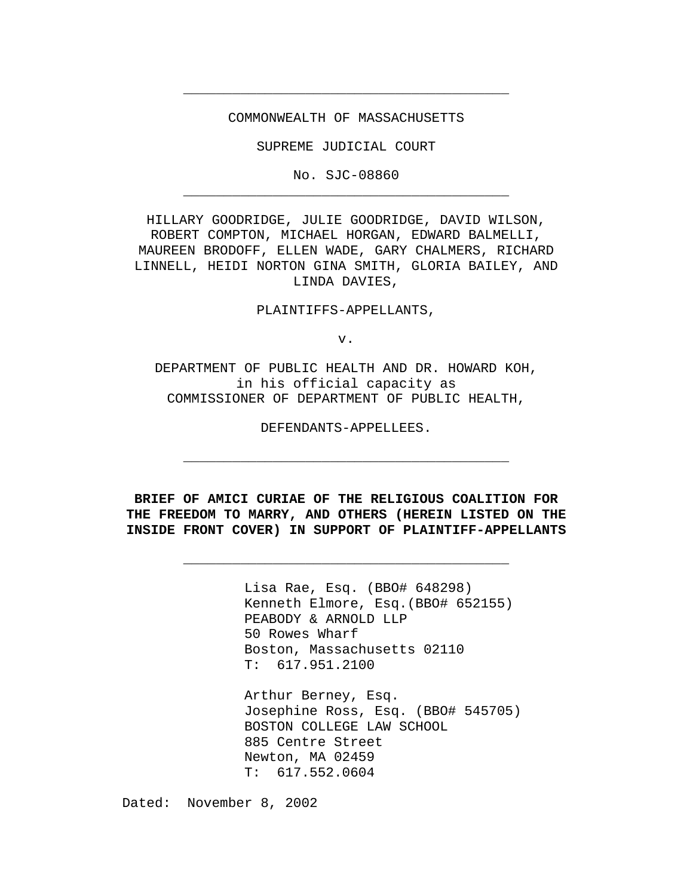---

COMMONWEALTH OF MASSACHUSETTS

SUPREME JUDICIAL COURT

No. SJC-08860

---

HILLARY GOODRIDGE, JULIE GOODRIDGE, DAVID WILSON, ROBERT COMPTON, MICHAEL HORGAN, EDWARD BALMELLI, MAUREEN BRODOFF, ELLEN WADE, GARY CHALMERS, RICHARD LINNELL, HEIDI NORTON GINA SMITH, GLORIA BAILEY, AND LINDA DAVIES,

PLAINTIFFS-APPELLANTS,

v.

DEPARTMENT OF PUBLIC HEALTH AND DR. HOWARD KOH, in his official capacity as COMMISSIONER OF DEPARTMENT OF PUBLIC HEALTH,

DEFENDANTS-APPELLEES.

---

**BRIEF OF AMICI CURIAE OF THE RELIGIOUS COALITION FOR THE FREEDOM TO MARRY, AND OTHERS (HEREIN LISTED ON THE INSIDE FRONT COVER) IN SUPPORT OF PLAINTIFF-APPELLANTS**

---

Lisa Rae, Esq. (BBO# 648298)
Kenneth Elmore, Esq.(BBO# 652155)
PEABODY & ARNOLD LLP
50 Rowes Wharf
Boston, Massachusetts 02110
T: 617.951.2100

Arthur Berney, Esq.
Josephine Ross, Esq. (BBO# 545705)
BOSTON COLLEGE LAW SCHOOL
885 Centre Street
Newton, MA 02459
T: 617.552.0604

Dated: November 8, 2002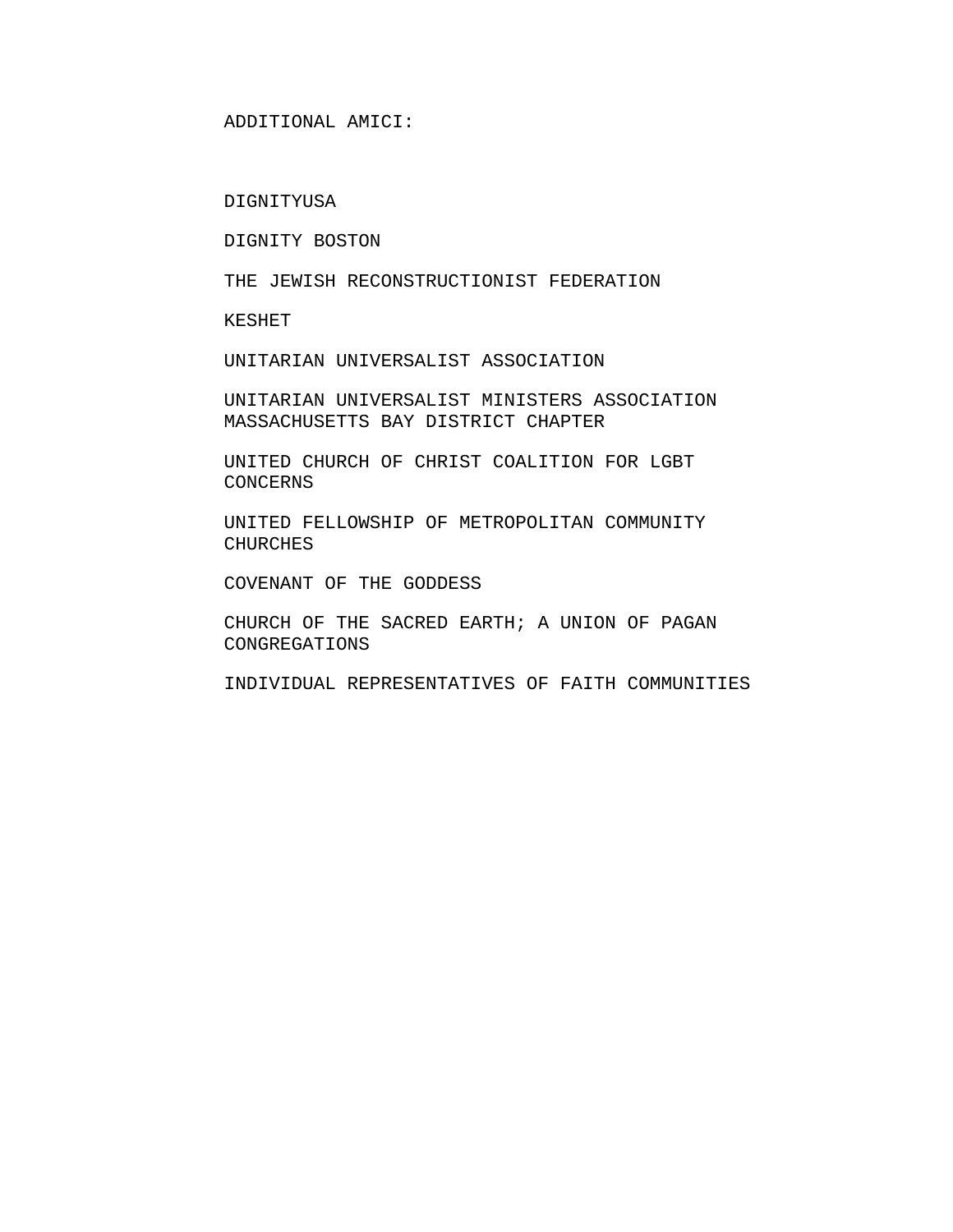ADDITIONAL AMICI:

DIGNITYUSA

DIGNITY BOSTON

THE JEWISH RECONSTRUCTIONIST FEDERATION

KESHET

UNITARIAN UNIVERSALIST ASSOCIATION

UNITARIAN UNIVERSALIST MINISTERS ASSOCIATION MASSACHUSETTS BAY DISTRICT CHAPTER

UNITED CHURCH OF CHRIST COALITION FOR LGBT CONCERNS

UNITED FELLOWSHIP OF METROPOLITAN COMMUNITY CHURCHES

COVENANT OF THE GODDESS

CHURCH OF THE SACRED EARTH; A UNION OF PAGAN CONGREGATIONS

INDIVIDUAL REPRESENTATIVES OF FAITH COMMUNITIES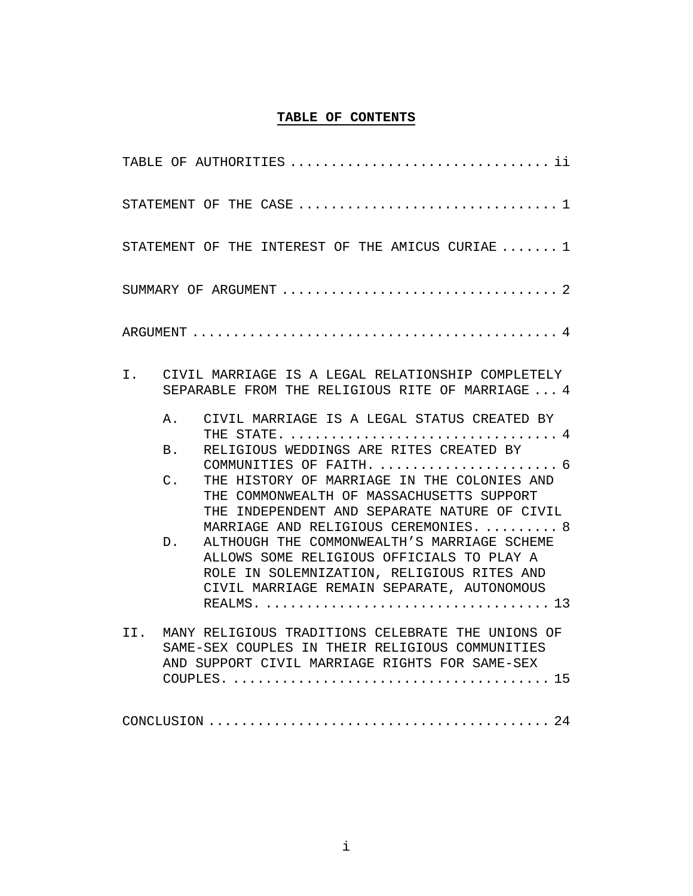# **TABLE OF CONTENTS**

TABLE OF AUTHORITIES ............................... ii

STATEMENT OF THE CASE ............................... 1

STATEMENT OF THE INTEREST OF THE AMICUS CURIAE ....... 1

SUMMARY OF ARGUMENT ................................. 2

ARGUMENT ............................................ 4

I. CIVIL MARRIAGE IS A LEGAL RELATIONSHIP COMPLETELY SEPARABLE FROM THE RELIGIOUS RITE OF MARRIAGE ... 4

   A. CIVIL MARRIAGE IS A LEGAL STATUS CREATED BY THE STATE. ................................ 4

   B. RELIGIOUS WEDDINGS ARE RITES CREATED BY COMMUNITIES OF FAITH. ...................... 6

   C. THE HISTORY OF MARRIAGE IN THE COLONIES AND THE COMMONWEALTH OF MASSACHUSETTS SUPPORT THE INDEPENDENT AND SEPARATE NATURE OF CIVIL MARRIAGE AND RELIGIOUS CEREMONIES. ......... 8

   D. ALTHOUGH THE COMMONWEALTH'S MARRIAGE SCHEME ALLOWS SOME RELIGIOUS OFFICIALS TO PLAY A ROLE IN SOLEMNIZATION, RELIGIOUS RITES AND CIVIL MARRIAGE REMAIN SEPARATE, AUTONOMOUS REALMS. ................................. 13

II. MANY RELIGIOUS TRADITIONS CELEBRATE THE UNIONS OF SAME-SEX COUPLES IN THEIR RELIGIOUS COMMUNITIES AND SUPPORT CIVIL MARRIAGE RIGHTS FOR SAME-SEX COUPLES. ...................................... 15

CONCLUSION .......................................... 24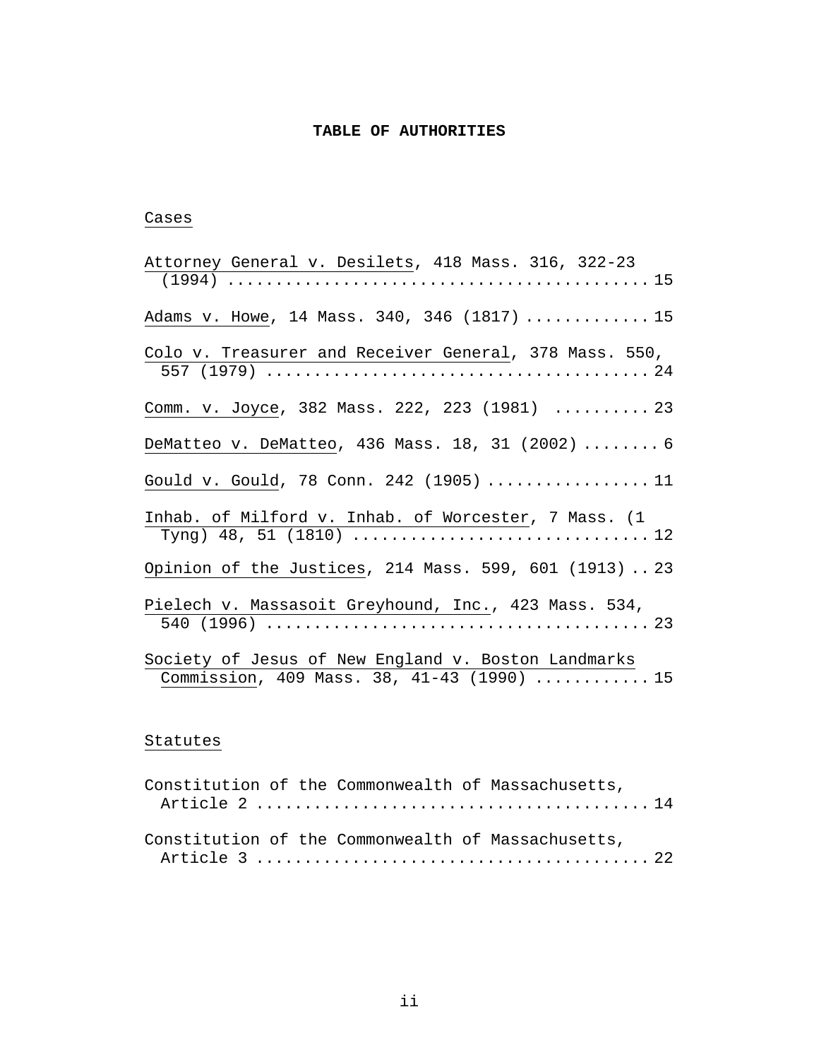# TABLE OF AUTHORITIES

## Cases

Attorney General v. Desilets, 418 Mass. 316, 322-23 (1994) .......... 15

Adams v. Howe, 14 Mass. 340, 346 (1817) .......... 15

Colo v. Treasurer and Receiver General, 378 Mass. 550, 557 (1979) .......... 24

Comm. v. Joyce, 382 Mass. 222, 223 (1981) .......... 23

DeMatteo v. DeMatteo, 436 Mass. 18, 31 (2002) .......... 6

Gould v. Gould, 78 Conn. 242 (1905) .......... 11

Inhab. of Milford v. Inhab. of Worcester, 7 Mass. (1 Tyng) 48, 51 (1810) .......... 12

Opinion of the Justices, 214 Mass. 599, 601 (1913) .......... 23

Pielech v. Massasoit Greyhound, Inc., 423 Mass. 534, 540 (1996) .......... 23

Society of Jesus of New England v. Boston Landmarks Commission, 409 Mass. 38, 41-43 (1990) .......... 15

## Statutes

Constitution of the Commonwealth of Massachusetts, Article 2 .......... 14

Constitution of the Commonwealth of Massachusetts, Article 3 .......... 22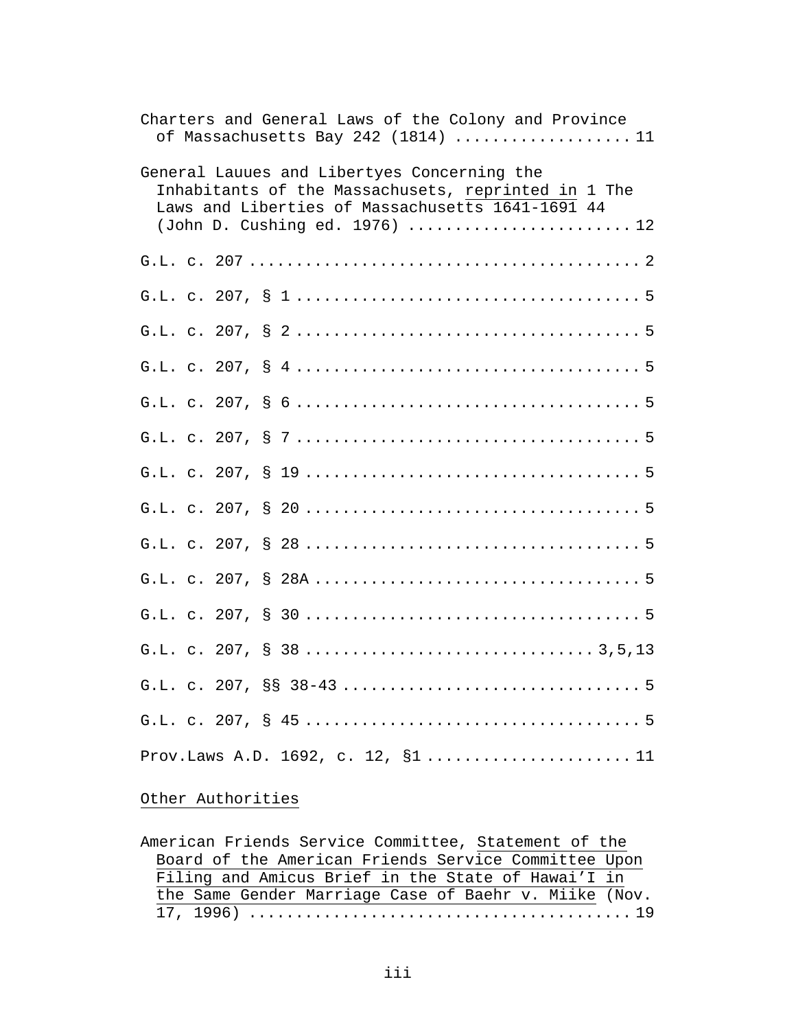Charters and General Laws of the Colony and Province of Massachusetts Bay 242 (1814) .................. 11

General Lauues and Libertyes Concerning the Inhabitants of the Massachusets, reprinted in 1 The Laws and Liberties of Massachusetts 1641-1691 44 (John D. Cushing ed. 1976) ....................... 12

G.L. c. 207 ......................................... 2

G.L. c. 207, § 1 .................................... 5

G.L. c. 207, § 2 .................................... 5

G.L. c. 207, § 4 .................................... 5

G.L. c. 207, § 6 .................................... 5

G.L. c. 207, § 7 .................................... 5

G.L. c. 207, § 19 ................................... 5

G.L. c. 207, § 20 ................................... 5

G.L. c. 207, § 28 ................................... 5

G.L. c. 207, § 28A .................................. 5

G.L. c. 207, § 30 ................................... 5

G.L. c. 207, § 38 .............................. 3,5,13

G.L. c. 207, §§ 38-43 ............................... 5

G.L. c. 207, § 45 ................................... 5

Prov.Laws A.D. 1692, c. 12, §1 ..................... 11

Other Authorities

American Friends Service Committee, Statement of the Board of the American Friends Service Committee Upon Filing and Amicus Brief in the State of Hawai'I in the Same Gender Marriage Case of Baehr v. Miike (Nov. 17, 1996) ........................................ 19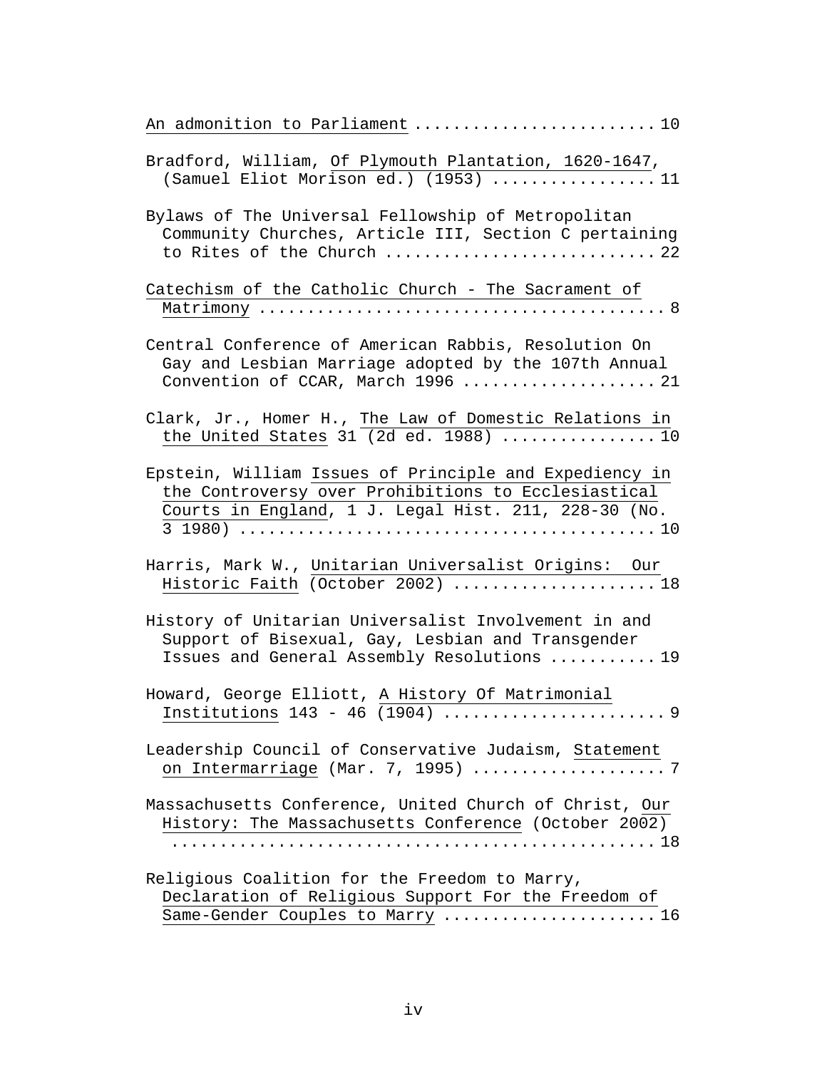An admonition to Parliament .......................... 10

Bradford, William, Of Plymouth Plantation, 1620-1647, (Samuel Eliot Morison ed.) (1953) ................. 11

Bylaws of The Universal Fellowship of Metropolitan Community Churches, Article III, Section C pertaining to Rites of the Church ........................... 22

Catechism of the Catholic Church - The Sacrament of Matrimony ......................................... 8

Central Conference of American Rabbis, Resolution On Gay and Lesbian Marriage adopted by the 107th Annual Convention of CCAR, March 1996 ................... 21

Clark, Jr., Homer H., The Law of Domestic Relations in the United States 31 (2d ed. 1988) ................ 10

Epstein, William Issues of Principle and Expediency in the Controversy over Prohibitions to Ecclesiastical Courts in England, 1 J. Legal Hist. 211, 228-30 (No. 3 1980) .......................................... 10

Harris, Mark W., Unitarian Universalist Origins: Our Historic Faith (October 2002) ..................... 18

History of Unitarian Universalist Involvement in and Support of Bisexual, Gay, Lesbian and Transgender Issues and General Assembly Resolutions ........... 19

Howard, George Elliott, A History Of Matrimonial Institutions 143 - 46 (1904) ....................... 9

Leadership Council of Conservative Judaism, Statement on Intermarriage (Mar. 7, 1995) ................... 7

Massachusetts Conference, United Church of Christ, Our History: The Massachusetts Conference (October 2002) ................................................ 18

Religious Coalition for the Freedom to Marry, Declaration of Religious Support For the Freedom of Same-Gender Couples to Marry ...................... 16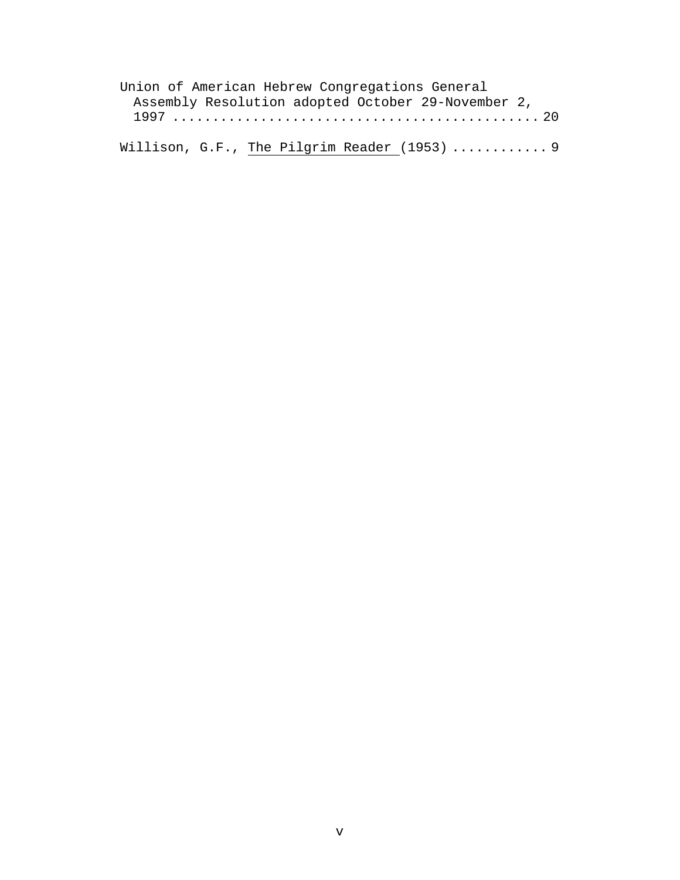Union of American Hebrew Congregations General Assembly Resolution adopted October 29-November 2, 1997 .............................................. 20

Willison, G.F., The Pilgrim Reader (1953) ............ 9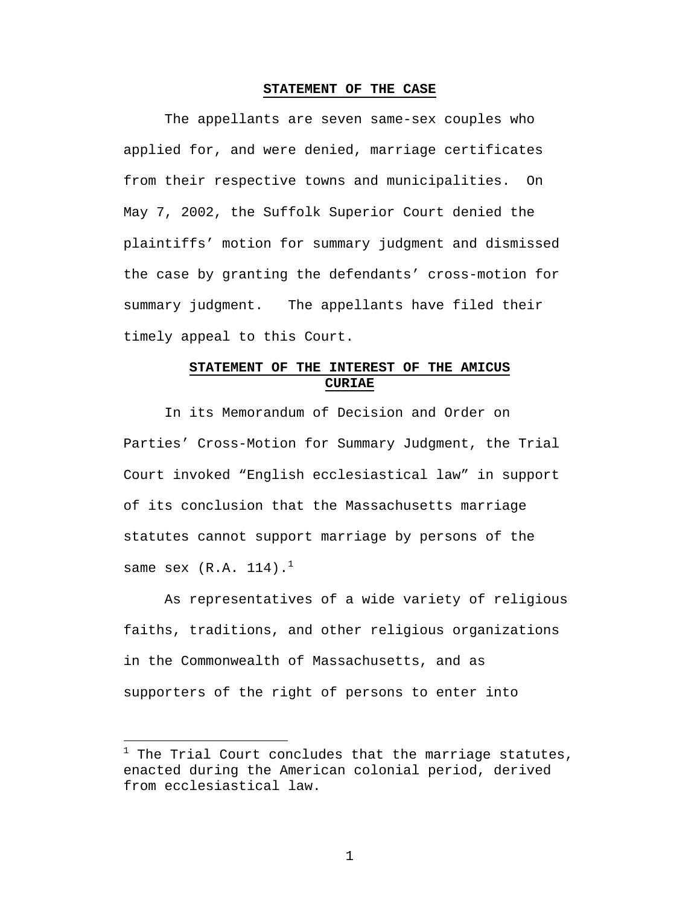## STATEMENT OF THE CASE

The appellants are seven same-sex couples who applied for, and were denied, marriage certificates from their respective towns and municipalities. On May 7, 2002, the Suffolk Superior Court denied the plaintiffs' motion for summary judgment and dismissed the case by granting the defendants' cross-motion for summary judgment. The appellants have filed their timely appeal to this Court.

## STATEMENT OF THE INTEREST OF THE AMICUS CURIAE

In its Memorandum of Decision and Order on Parties' Cross-Motion for Summary Judgment, the Trial Court invoked "English ecclesiastical law" in support of its conclusion that the Massachusetts marriage statutes cannot support marriage by persons of the same sex (R.A. 114).[1]

As representatives of a wide variety of religious faiths, traditions, and other religious organizations in the Commonwealth of Massachusetts, and as supporters of the right of persons to enter into

---

[1] The Trial Court concludes that the marriage statutes, enacted during the American colonial period, derived from ecclesiastical law.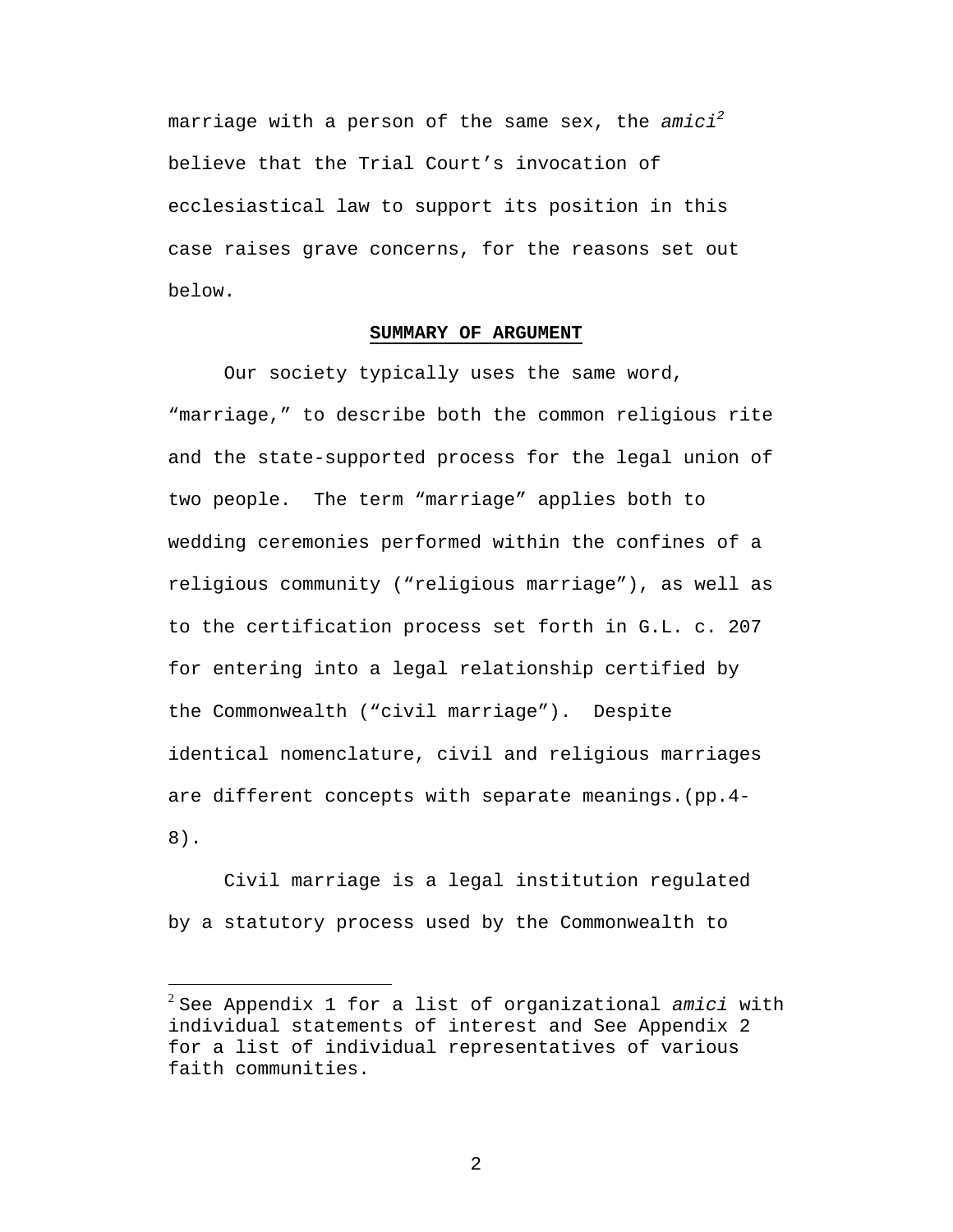marriage with a person of the same sex, the *amici*[2] believe that the Trial Court's invocation of ecclesiastical law to support its position in this case raises grave concerns, for the reasons set out below.

**SUMMARY OF ARGUMENT**

Our society typically uses the same word, "marriage," to describe both the common religious rite and the state-supported process for the legal union of two people. The term "marriage" applies both to wedding ceremonies performed within the confines of a religious community ("religious marriage"), as well as to the certification process set forth in G.L. c. 207 for entering into a legal relationship certified by the Commonwealth ("civil marriage"). Despite identical nomenclature, civil and religious marriages are different concepts with separate meanings.(pp.4-8).

Civil marriage is a legal institution regulated by a statutory process used by the Commonwealth to

[2] See Appendix 1 for a list of organizational *amici* with individual statements of interest and See Appendix 2 for a list of individual representatives of various faith communities.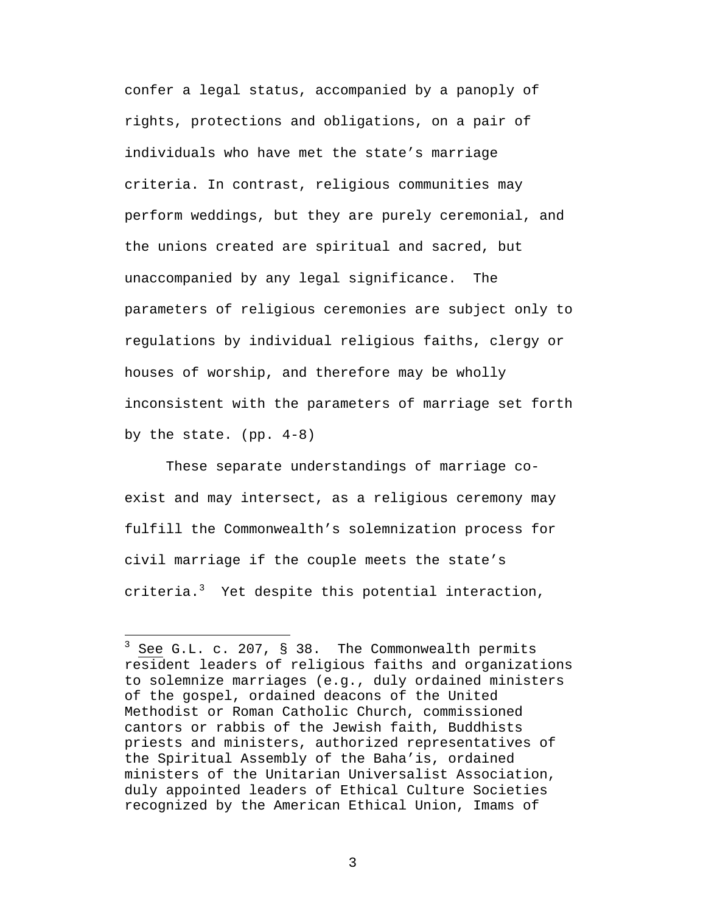confer a legal status, accompanied by a panoply of rights, protections and obligations, on a pair of individuals who have met the state's marriage criteria. In contrast, religious communities may perform weddings, but they are purely ceremonial, and the unions created are spiritual and sacred, but unaccompanied by any legal significance. The parameters of religious ceremonies are subject only to regulations by individual religious faiths, clergy or houses of worship, and therefore may be wholly inconsistent with the parameters of marriage set forth by the state. (pp. 4-8)

These separate understandings of marriage co-exist and may intersect, as a religious ceremony may fulfill the Commonwealth's solemnization process for civil marriage if the couple meets the state's criteria.[3] Yet despite this potential interaction,

---

[3] See G.L. c. 207, § 38. The Commonwealth permits resident leaders of religious faiths and organizations to solemnize marriages (e.g., duly ordained ministers of the gospel, ordained deacons of the United Methodist or Roman Catholic Church, commissioned cantors or rabbis of the Jewish faith, Buddhists priests and ministers, authorized representatives of the Spiritual Assembly of the Baha'is, ordained ministers of the Unitarian Universalist Association, duly appointed leaders of Ethical Culture Societies recognized by the American Ethical Union, Imams of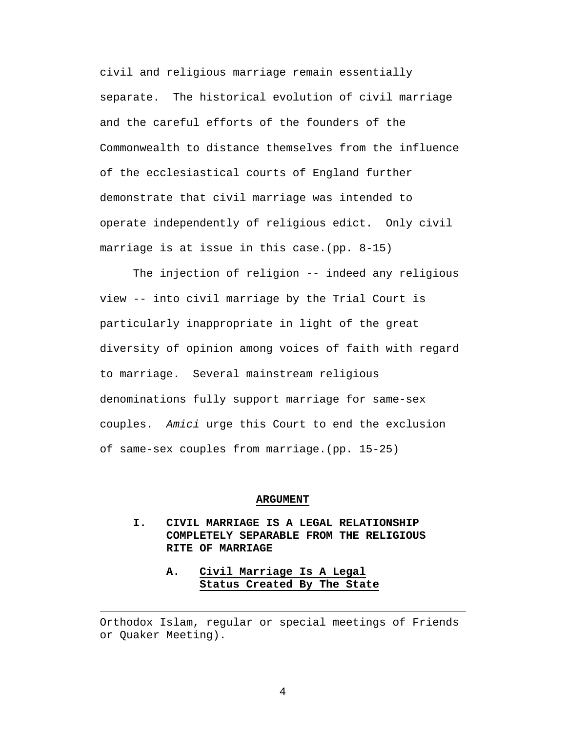civil and religious marriage remain essentially separate. The historical evolution of civil marriage and the careful efforts of the founders of the Commonwealth to distance themselves from the influence of the ecclesiastical courts of England further demonstrate that civil marriage was intended to operate independently of religious edict. Only civil marriage is at issue in this case.(pp. 8-15)

The injection of religion -- indeed any religious view -- into civil marriage by the Trial Court is particularly inappropriate in light of the great diversity of opinion among voices of faith with regard to marriage. Several mainstream religious denominations fully support marriage for same-sex couples. *Amici* urge this Court to end the exclusion of same-sex couples from marriage.(pp. 15-25)

## ARGUMENT

### I. CIVIL MARRIAGE IS A LEGAL RELATIONSHIP COMPLETELY SEPARABLE FROM THE RELIGIOUS RITE OF MARRIAGE

#### A. Civil Marriage Is A Legal Status Created By The State

---

Orthodox Islam, regular or special meetings of Friends or Quaker Meeting).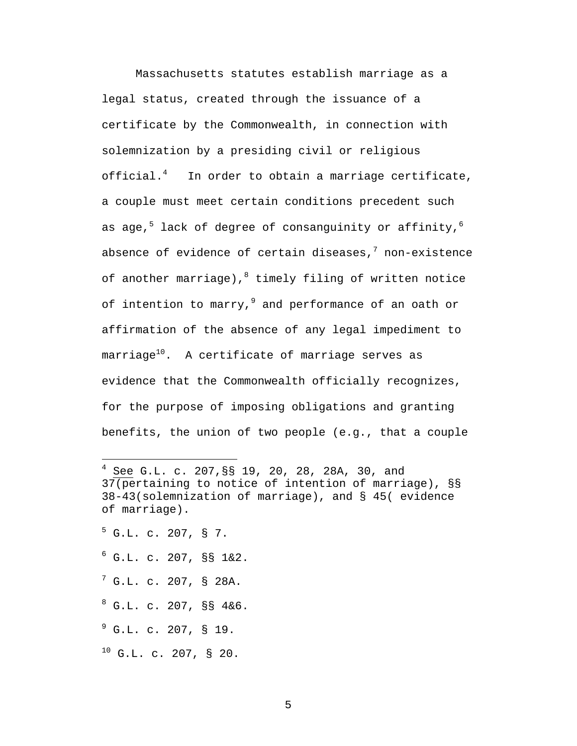Massachusetts statutes establish marriage as a legal status, created through the issuance of a certificate by the Commonwealth, in connection with solemnization by a presiding civil or religious official.[4] In order to obtain a marriage certificate, a couple must meet certain conditions precedent such as age,[5] lack of degree of consanguinity or affinity,[6] absence of evidence of certain diseases,[7] non-existence of another marriage),[8] timely filing of written notice of intention to marry,[9] and performance of an oath or affirmation of the absence of any legal impediment to marriage[10]. A certificate of marriage serves as evidence that the Commonwealth officially recognizes, for the purpose of imposing obligations and granting benefits, the union of two people (e.g., that a couple

---

[4] See G.L. c. 207,§§ 19, 20, 28, 28A, 30, and 37(pertaining to notice of intention of marriage), §§ 38-43(solemnization of marriage), and § 45( evidence of marriage).

[5] G.L. c. 207, § 7.

[6] G.L. c. 207, §§ 1&2.

[7] G.L. c. 207, § 28A.

[8] G.L. c. 207, §§ 4&6.

[9] G.L. c. 207, § 19.

[10] G.L. c. 207, § 20.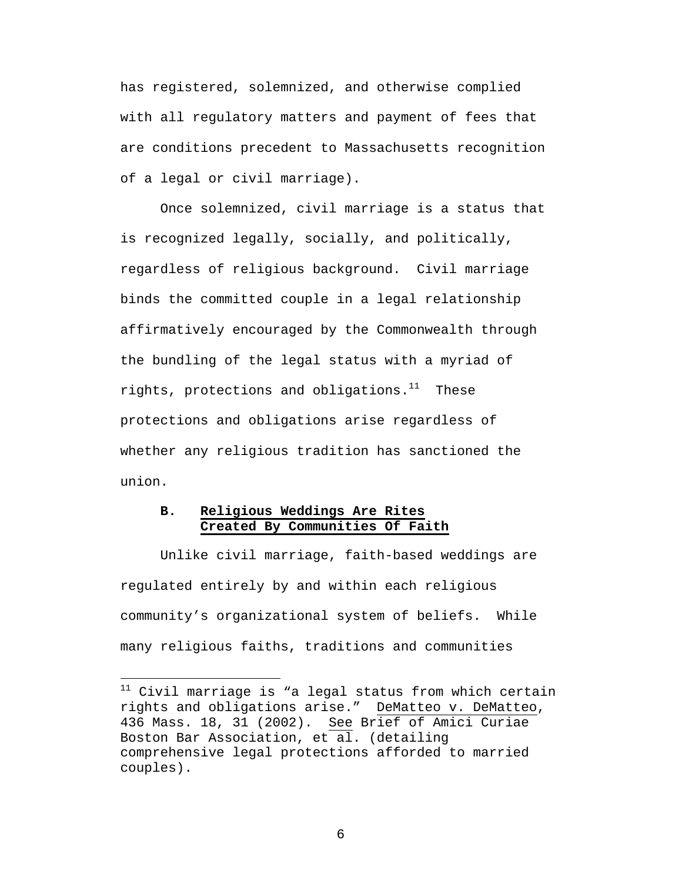has registered, solemnized, and otherwise complied with all regulatory matters and payment of fees that are conditions precedent to Massachusetts recognition of a legal or civil marriage).

Once solemnized, civil marriage is a status that is recognized legally, socially, and politically, regardless of religious background. Civil marriage binds the committed couple in a legal relationship affirmatively encouraged by the Commonwealth through the bundling of the legal status with a myriad of rights, protections and obligations.[11] These protections and obligations arise regardless of whether any religious tradition has sanctioned the union.

### B. Religious Weddings Are Rites Created By Communities Of Faith

Unlike civil marriage, faith-based weddings are regulated entirely by and within each religious community's organizational system of beliefs. While many religious faiths, traditions and communities

---

[11] Civil marriage is "a legal status from which certain rights and obligations arise." DeMatteo v. DeMatteo, 436 Mass. 18, 31 (2002). See Brief of Amici Curiae Boston Bar Association, et al. (detailing comprehensive legal protections afforded to married couples).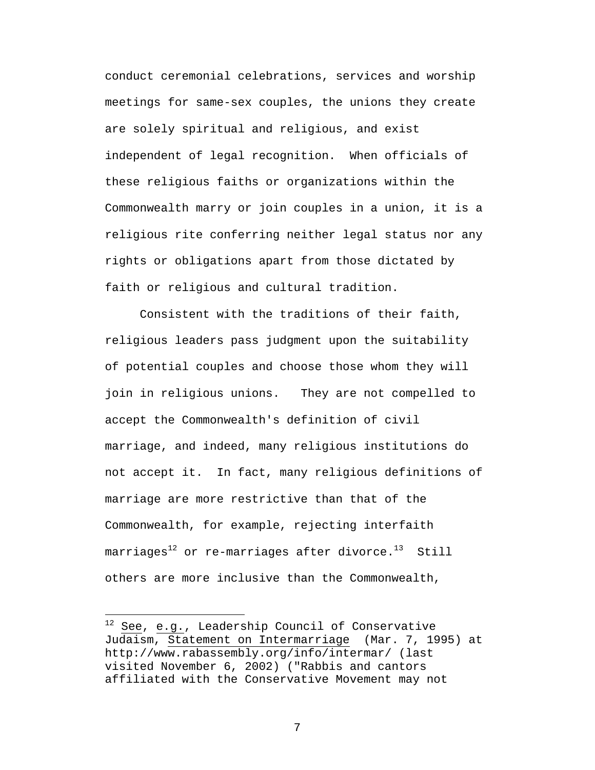conduct ceremonial celebrations, services and worship meetings for same-sex couples, the unions they create are solely spiritual and religious, and exist independent of legal recognition. When officials of these religious faiths or organizations within the Commonwealth marry or join couples in a union, it is a religious rite conferring neither legal status nor any rights or obligations apart from those dictated by faith or religious and cultural tradition.

Consistent with the traditions of their faith, religious leaders pass judgment upon the suitability of potential couples and choose those whom they will join in religious unions. They are not compelled to accept the Commonwealth's definition of civil marriage, and indeed, many religious institutions do not accept it. In fact, many religious definitions of marriage are more restrictive than that of the Commonwealth, for example, rejecting interfaith marriages[12] or re-marriages after divorce.[13] Still others are more inclusive than the Commonwealth,

---

[12] See, e.g., Leadership Council of Conservative Judaism, Statement on Intermarriage (Mar. 7, 1995) at http://www.rabassembly.org/info/intermar/ (last visited November 6, 2002) ("Rabbis and cantors affiliated with the Conservative Movement may not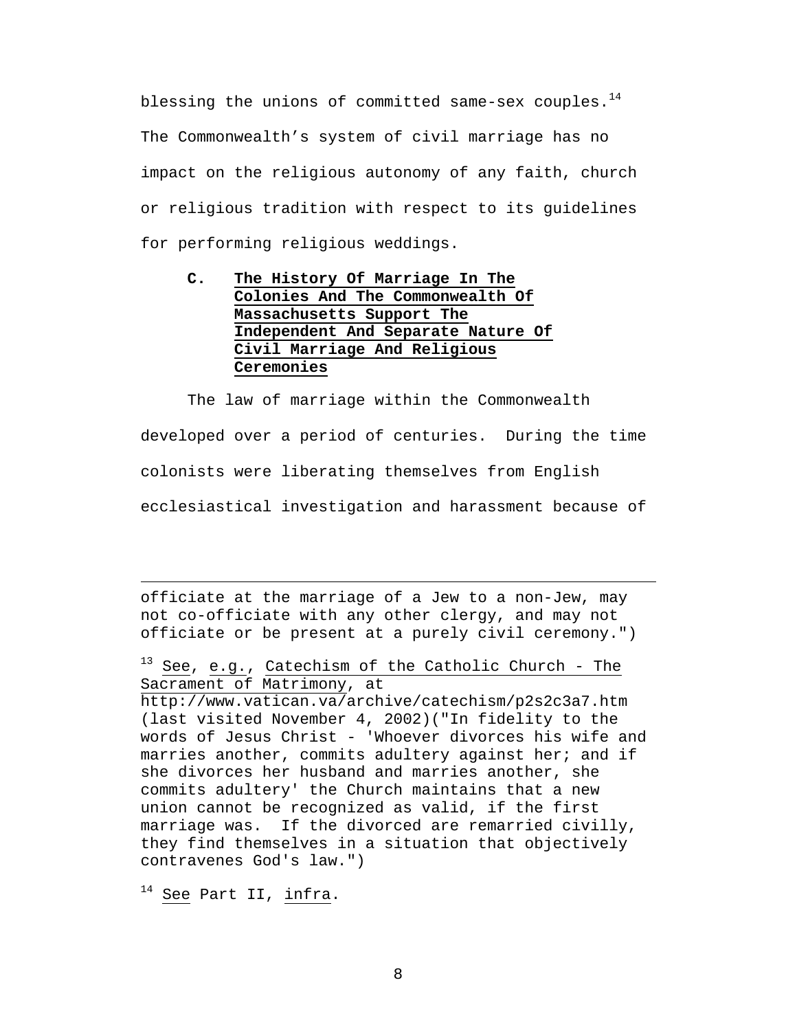blessing the unions of committed same-sex couples.[14] The Commonwealth's system of civil marriage has no impact on the religious autonomy of any faith, church or religious tradition with respect to its guidelines for performing religious weddings.

### C. The History Of Marriage In The Colonies And The Commonwealth Of Massachusetts Support The Independent And Separate Nature Of Civil Marriage And Religious Ceremonies

The law of marriage within the Commonwealth developed over a period of centuries. During the time colonists were liberating themselves from English ecclesiastical investigation and harassment because of

---

officiate at the marriage of a Jew to a non-Jew, may not co-officiate with any other clergy, and may not officiate or be present at a purely civil ceremony.")

[13] See, e.g., Catechism of the Catholic Church - The Sacrament of Matrimony, at http://www.vatican.va/archive/catechism/p2s2c3a7.htm (last visited November 4, 2002)("In fidelity to the words of Jesus Christ - 'Whoever divorces his wife and marries another, commits adultery against her; and if she divorces her husband and marries another, she commits adultery' the Church maintains that a new union cannot be recognized as valid, if the first marriage was. If the divorced are remarried civilly, they find themselves in a situation that objectively contravenes God's law.")

[14] See Part II, infra.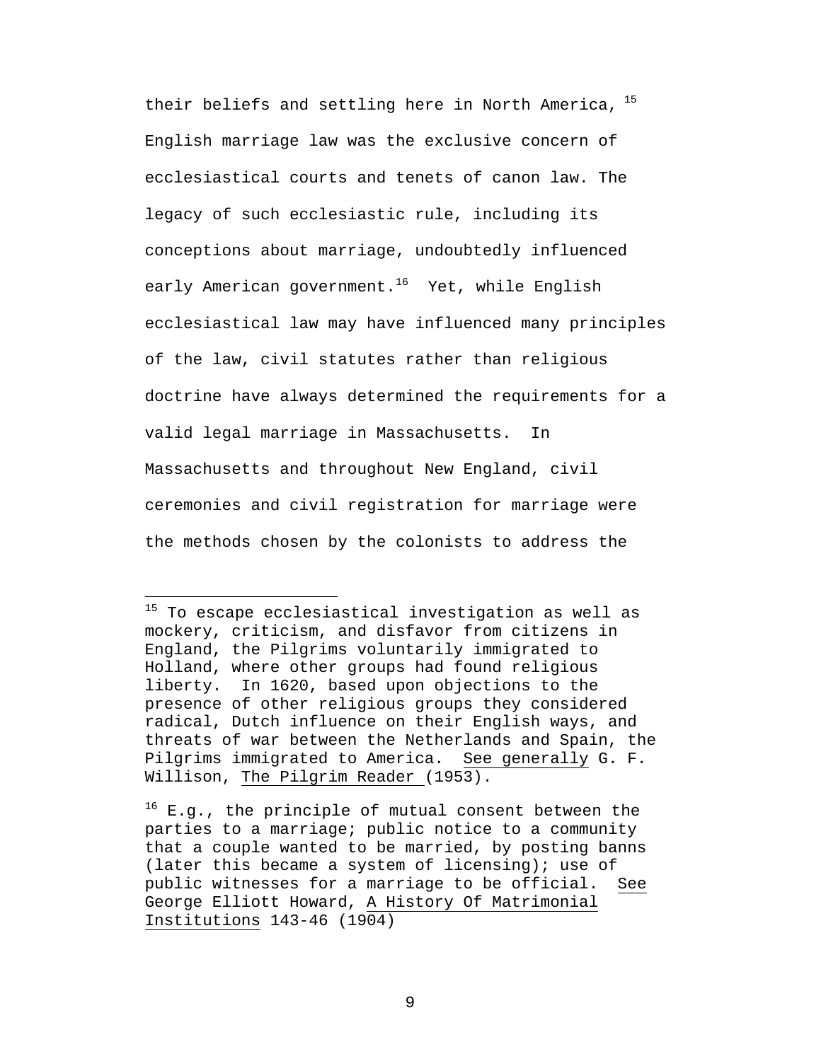their beliefs and settling here in North America,[15] English marriage law was the exclusive concern of ecclesiastical courts and tenets of canon law. The legacy of such ecclesiastic rule, including its conceptions about marriage, undoubtedly influenced early American government.[16] Yet, while English ecclesiastical law may have influenced many principles of the law, civil statutes rather than religious doctrine have always determined the requirements for a valid legal marriage in Massachusetts. In Massachusetts and throughout New England, civil ceremonies and civil registration for marriage were the methods chosen by the colonists to address the

---

[15] To escape ecclesiastical investigation as well as mockery, criticism, and disfavor from citizens in England, the Pilgrims voluntarily immigrated to Holland, where other groups had found religious liberty. In 1620, based upon objections to the presence of other religious groups they considered radical, Dutch influence on their English ways, and threats of war between the Netherlands and Spain, the Pilgrims immigrated to America. See generally G. F. Willison, The Pilgrim Reader (1953).

[16] E.g., the principle of mutual consent between the parties to a marriage; public notice to a community that a couple wanted to be married, by posting banns (later this became a system of licensing); use of public witnesses for a marriage to be official. See George Elliott Howard, A History Of Matrimonial Institutions 143-46 (1904)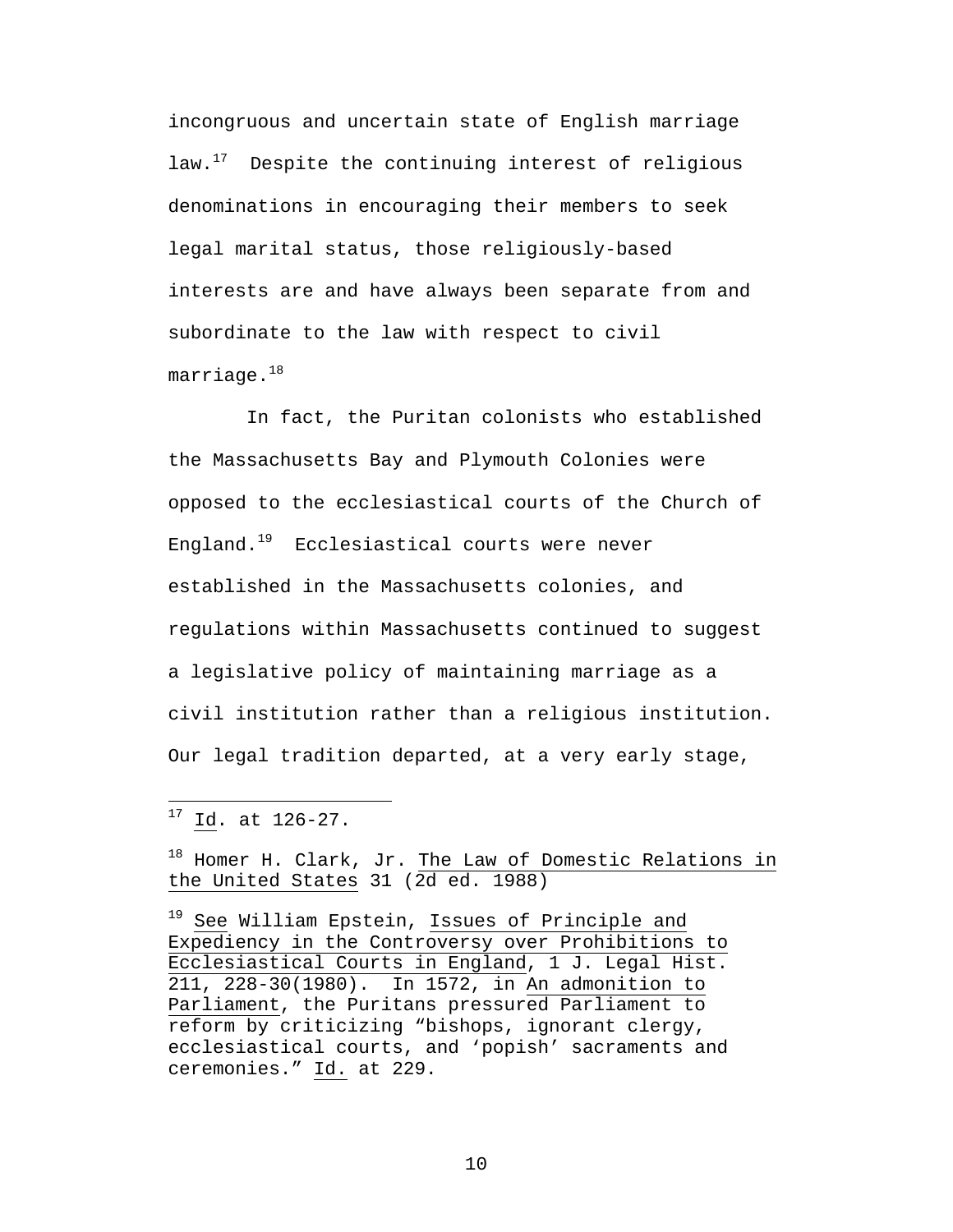incongruous and uncertain state of English marriage law.[17] Despite the continuing interest of religious denominations in encouraging their members to seek legal marital status, those religiously-based interests are and have always been separate from and subordinate to the law with respect to civil marriage.[18]

In fact, the Puritan colonists who established the Massachusetts Bay and Plymouth Colonies were opposed to the ecclesiastical courts of the Church of England.[19] Ecclesiastical courts were never established in the Massachusetts colonies, and regulations within Massachusetts continued to suggest a legislative policy of maintaining marriage as a civil institution rather than a religious institution. Our legal tradition departed, at a very early stage,

---

[17] Id. at 126-27.

[18] Homer H. Clark, Jr. The Law of Domestic Relations in the United States 31 (2d ed. 1988)

[19] See William Epstein, Issues of Principle and Expediency in the Controversy over Prohibitions to Ecclesiastical Courts in England, 1 J. Legal Hist. 211, 228-30(1980). In 1572, in An admonition to Parliament, the Puritans pressured Parliament to reform by criticizing "bishops, ignorant clergy, ecclesiastical courts, and 'popish' sacraments and ceremonies." Id. at 229.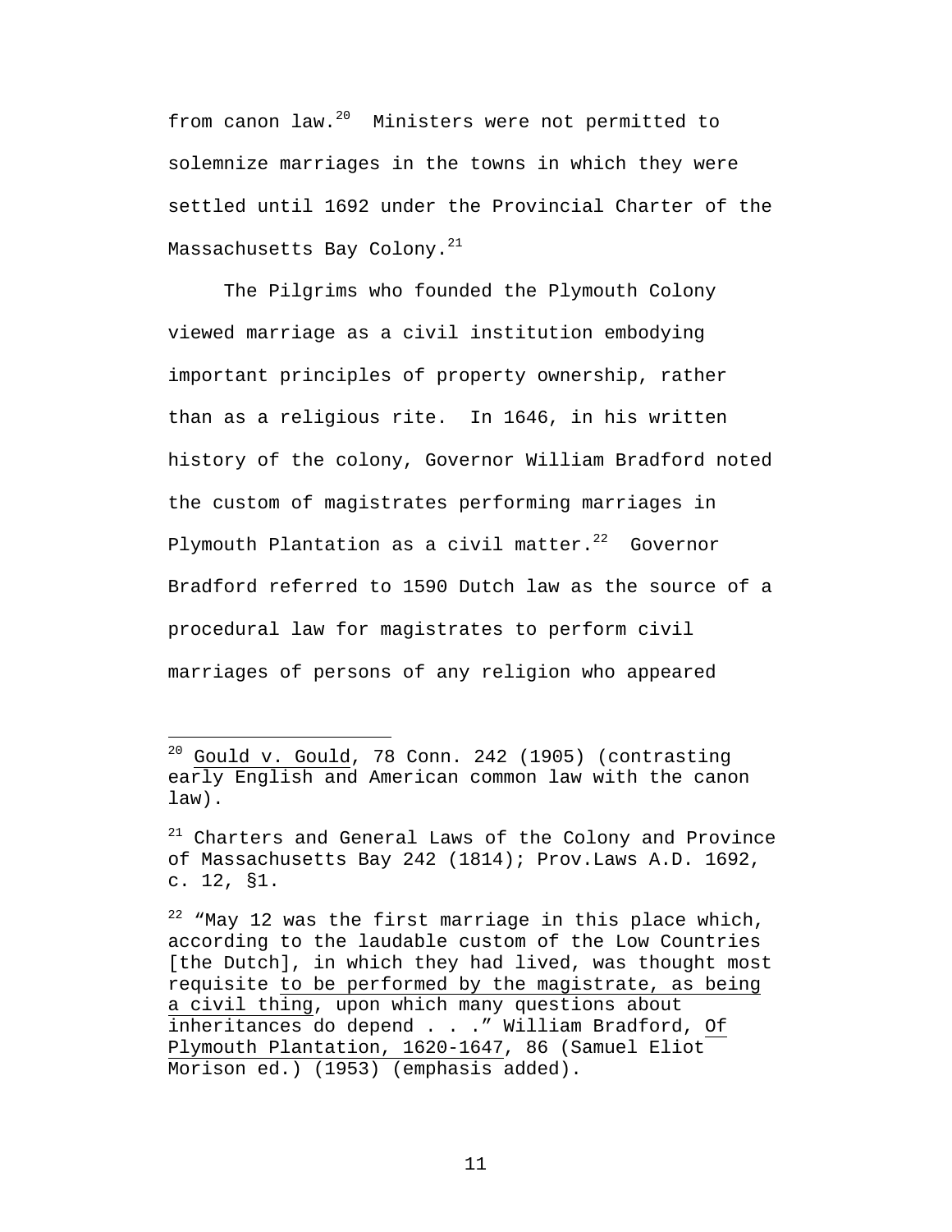from canon law.[20] Ministers were not permitted to solemnize marriages in the towns in which they were settled until 1692 under the Provincial Charter of the Massachusetts Bay Colony.[21]

The Pilgrims who founded the Plymouth Colony viewed marriage as a civil institution embodying important principles of property ownership, rather than as a religious rite. In 1646, in his written history of the colony, Governor William Bradford noted the custom of magistrates performing marriages in Plymouth Plantation as a civil matter.[22] Governor Bradford referred to 1590 Dutch law as the source of a procedural law for magistrates to perform civil marriages of persons of any religion who appeared

---

[20] Gould v. Gould, 78 Conn. 242 (1905) (contrasting early English and American common law with the canon law).

[21] Charters and General Laws of the Colony and Province of Massachusetts Bay 242 (1814); Prov.Laws A.D. 1692, c. 12, §1.

[22] "May 12 was the first marriage in this place which, according to the laudable custom of the Low Countries [the Dutch], in which they had lived, was thought most requisite to be performed by the magistrate, as being a civil thing, upon which many questions about inheritances do depend . . ." William Bradford, Of Plymouth Plantation, 1620-1647, 86 (Samuel Eliot Morison ed.) (1953) (emphasis added).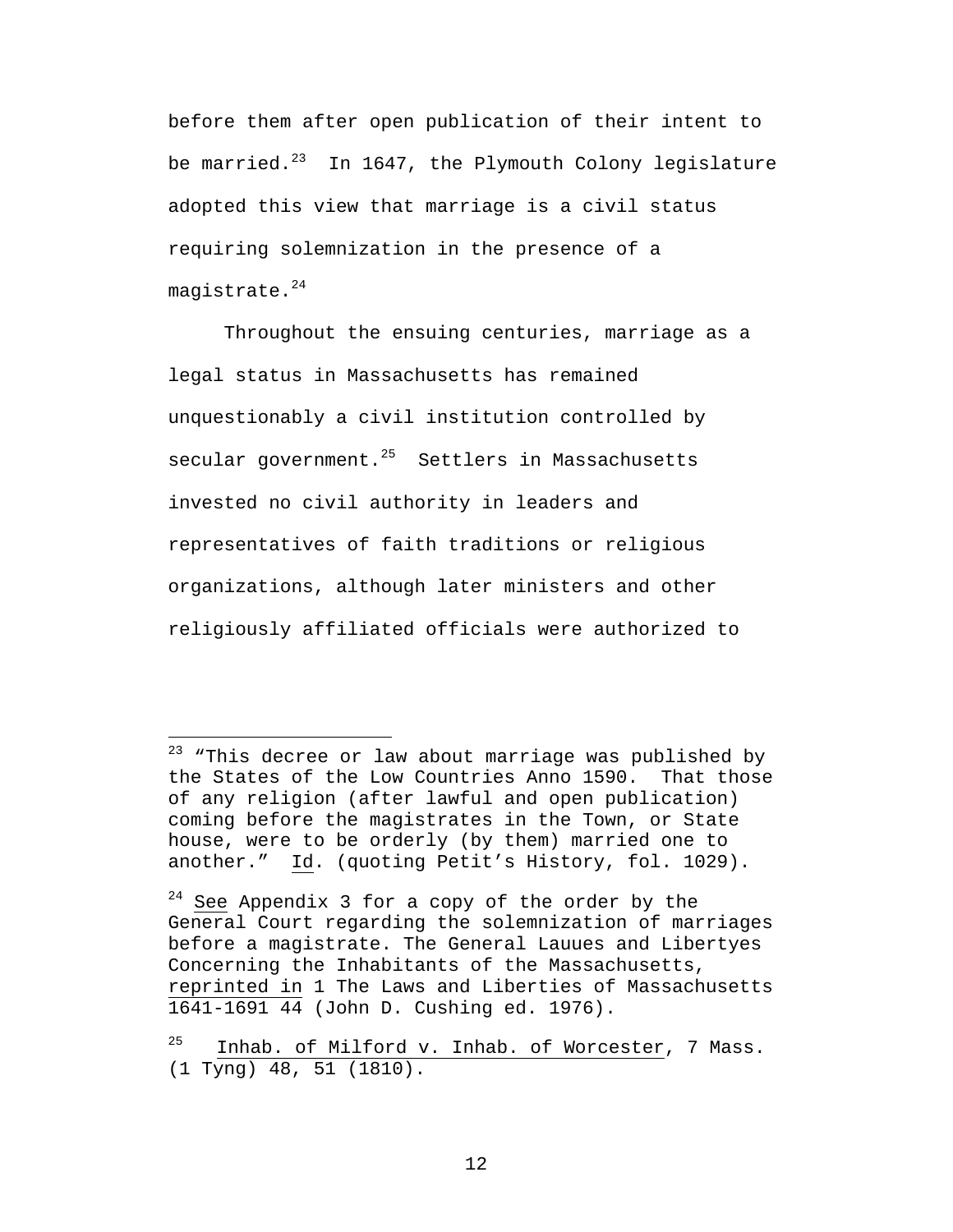before them after open publication of their intent to be married.[23] In 1647, the Plymouth Colony legislature adopted this view that marriage is a civil status requiring solemnization in the presence of a magistrate.[24]

Throughout the ensuing centuries, marriage as a legal status in Massachusetts has remained unquestionably a civil institution controlled by secular government.[25] Settlers in Massachusetts invested no civil authority in leaders and representatives of faith traditions or religious organizations, although later ministers and other religiously affiliated officials were authorized to

---

[23] "This decree or law about marriage was published by the States of the Low Countries Anno 1590. That those of any religion (after lawful and open publication) coming before the magistrates in the Town, or State house, were to be orderly (by them) married one to another." Id. (quoting Petit's History, fol. 1029).

[24] See Appendix 3 for a copy of the order by the General Court regarding the solemnization of marriages before a magistrate. The General Lauues and Libertyes Concerning the Inhabitants of the Massachusetts, reprinted in 1 The Laws and Liberties of Massachusetts 1641-1691 44 (John D. Cushing ed. 1976).

[25] Inhab. of Milford v. Inhab. of Worcester, 7 Mass. (1 Tyng) 48, 51 (1810).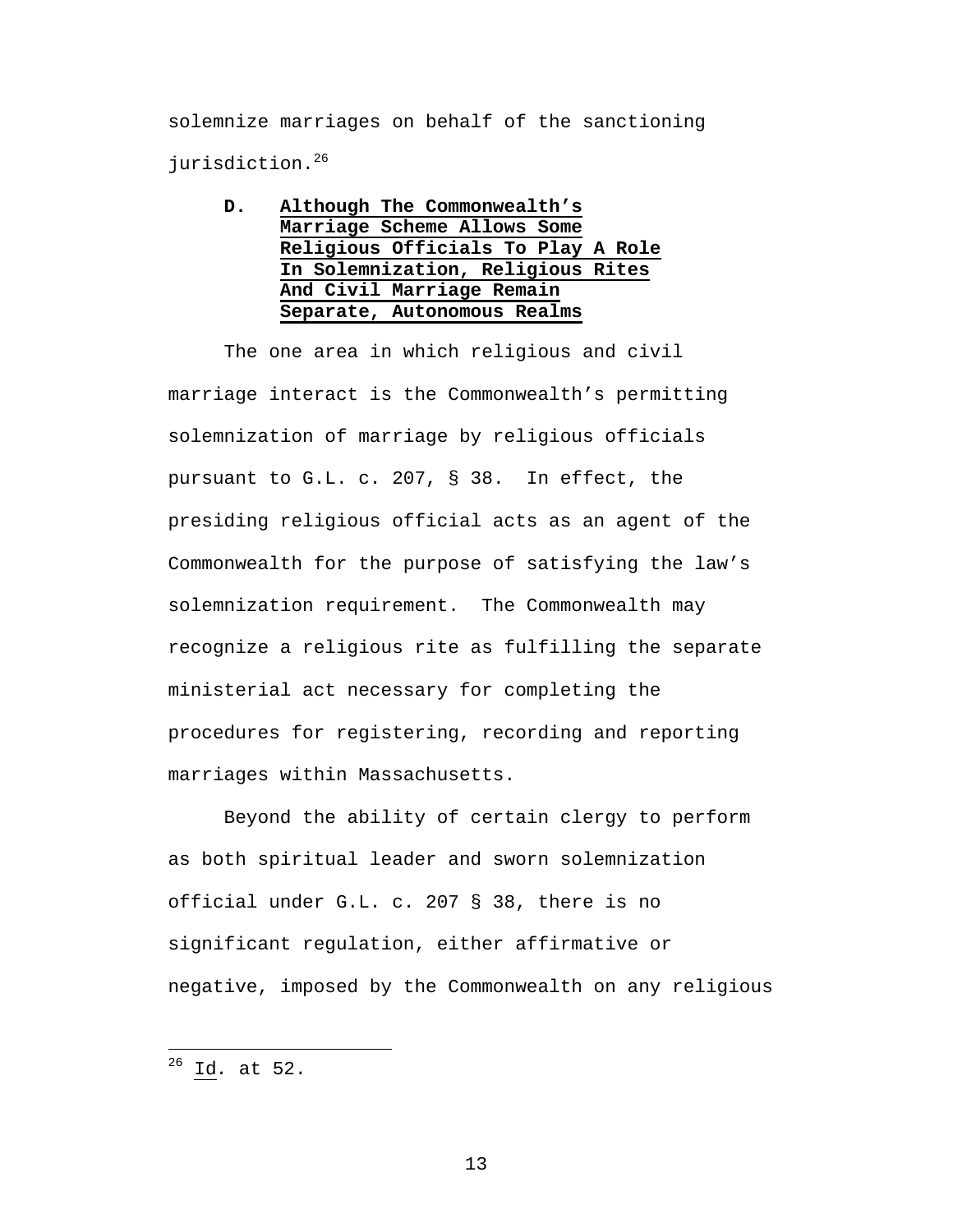solemnize marriages on behalf of the sanctioning jurisdiction.[26]

### D. Although The Commonwealth's Marriage Scheme Allows Some Religious Officials To Play A Role In Solemnization, Religious Rites And Civil Marriage Remain Separate, Autonomous Realms

The one area in which religious and civil marriage interact is the Commonwealth's permitting solemnization of marriage by religious officials pursuant to G.L. c. 207, § 38. In effect, the presiding religious official acts as an agent of the Commonwealth for the purpose of satisfying the law's solemnization requirement. The Commonwealth may recognize a religious rite as fulfilling the separate ministerial act necessary for completing the procedures for registering, recording and reporting marriages within Massachusetts.

Beyond the ability of certain clergy to perform as both spiritual leader and sworn solemnization official under G.L. c. 207 § 38, there is no significant regulation, either affirmative or negative, imposed by the Commonwealth on any religious

---

[26] Id. at 52.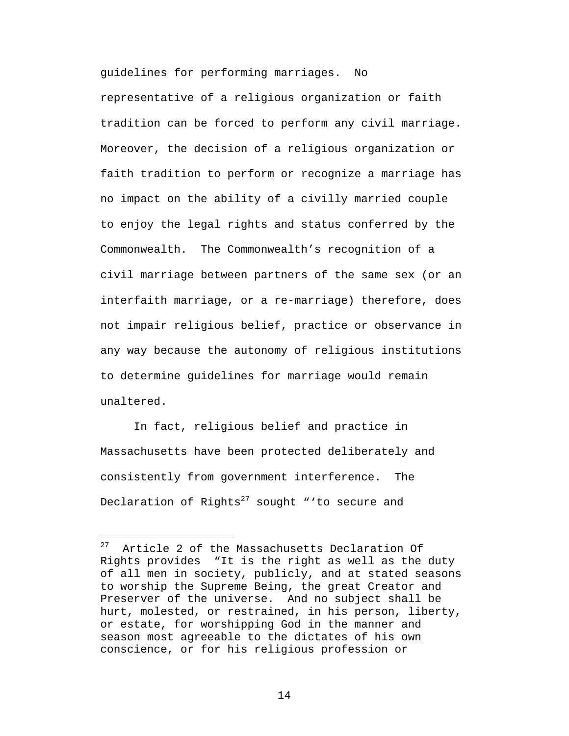guidelines for performing marriages. No representative of a religious organization or faith tradition can be forced to perform any civil marriage. Moreover, the decision of a religious organization or faith tradition to perform or recognize a marriage has no impact on the ability of a civilly married couple to enjoy the legal rights and status conferred by the Commonwealth. The Commonwealth's recognition of a civil marriage between partners of the same sex (or an interfaith marriage, or a re-marriage) therefore, does not impair religious belief, practice or observance in any way because the autonomy of religious institutions to determine guidelines for marriage would remain unaltered.

In fact, religious belief and practice in Massachusetts have been protected deliberately and consistently from government interference. The Declaration of Rights[27] sought "'to secure and

---

[27] Article 2 of the Massachusetts Declaration Of Rights provides "It is the right as well as the duty of all men in society, publicly, and at stated seasons to worship the Supreme Being, the great Creator and Preserver of the universe. And no subject shall be hurt, molested, or restrained, in his person, liberty, or estate, for worshipping God in the manner and season most agreeable to the dictates of his own conscience, or for his religious profession or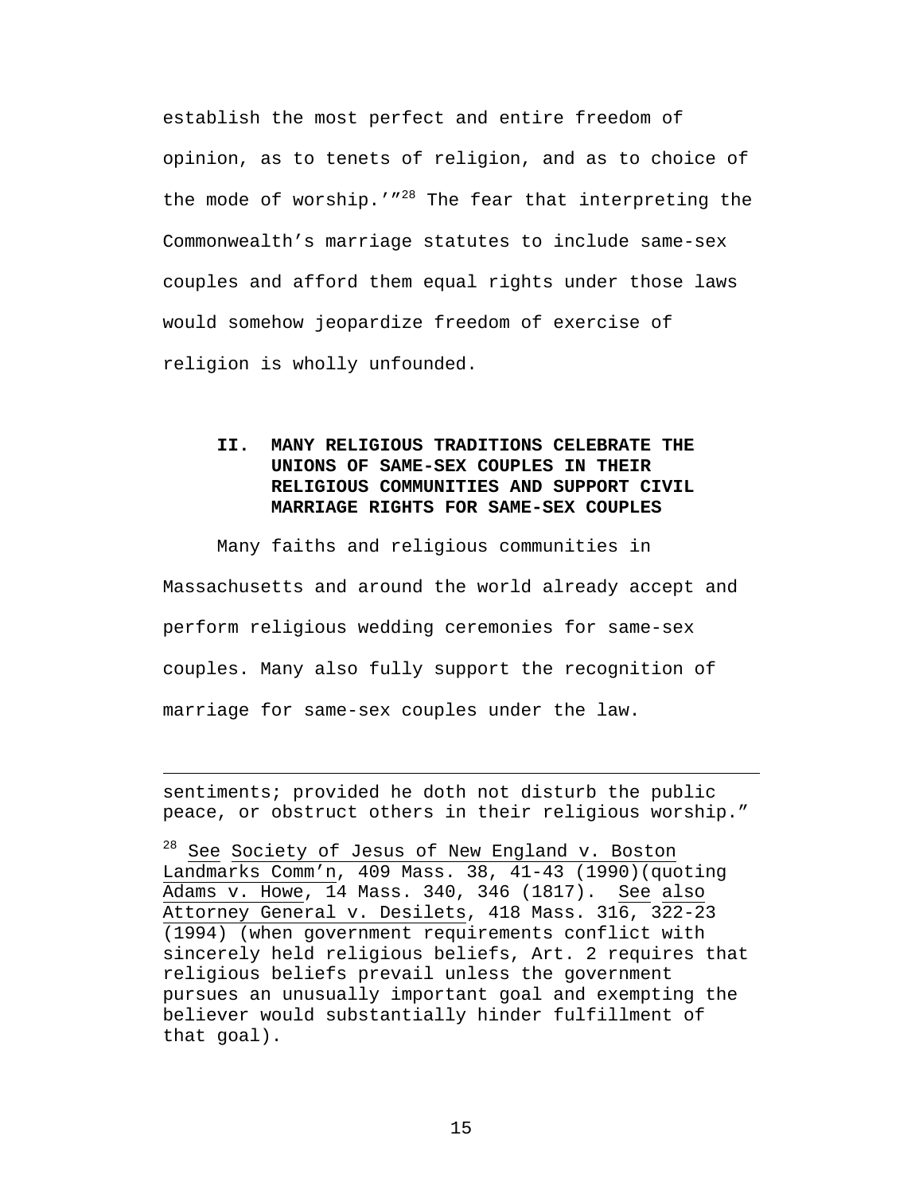establish the most perfect and entire freedom of opinion, as to tenets of religion, and as to choice of the mode of worship.'"[28] The fear that interpreting the Commonwealth's marriage statutes to include same-sex couples and afford them equal rights under those laws would somehow jeopardize freedom of exercise of religion is wholly unfounded.

## II. MANY RELIGIOUS TRADITIONS CELEBRATE THE UNIONS OF SAME-SEX COUPLES IN THEIR RELIGIOUS COMMUNITIES AND SUPPORT CIVIL MARRIAGE RIGHTS FOR SAME-SEX COUPLES

Many faiths and religious communities in Massachusetts and around the world already accept and perform religious wedding ceremonies for same-sex couples. Many also fully support the recognition of marriage for same-sex couples under the law.

---

sentiments; provided he doth not disturb the public peace, or obstruct others in their religious worship."

[28] See Society of Jesus of New England v. Boston Landmarks Comm'n, 409 Mass. 38, 41-43 (1990)(quoting Adams v. Howe, 14 Mass. 340, 346 (1817). See also Attorney General v. Desilets, 418 Mass. 316, 322-23 (1994) (when government requirements conflict with sincerely held religious beliefs, Art. 2 requires that religious beliefs prevail unless the government pursues an unusually important goal and exempting the believer would substantially hinder fulfillment of that goal).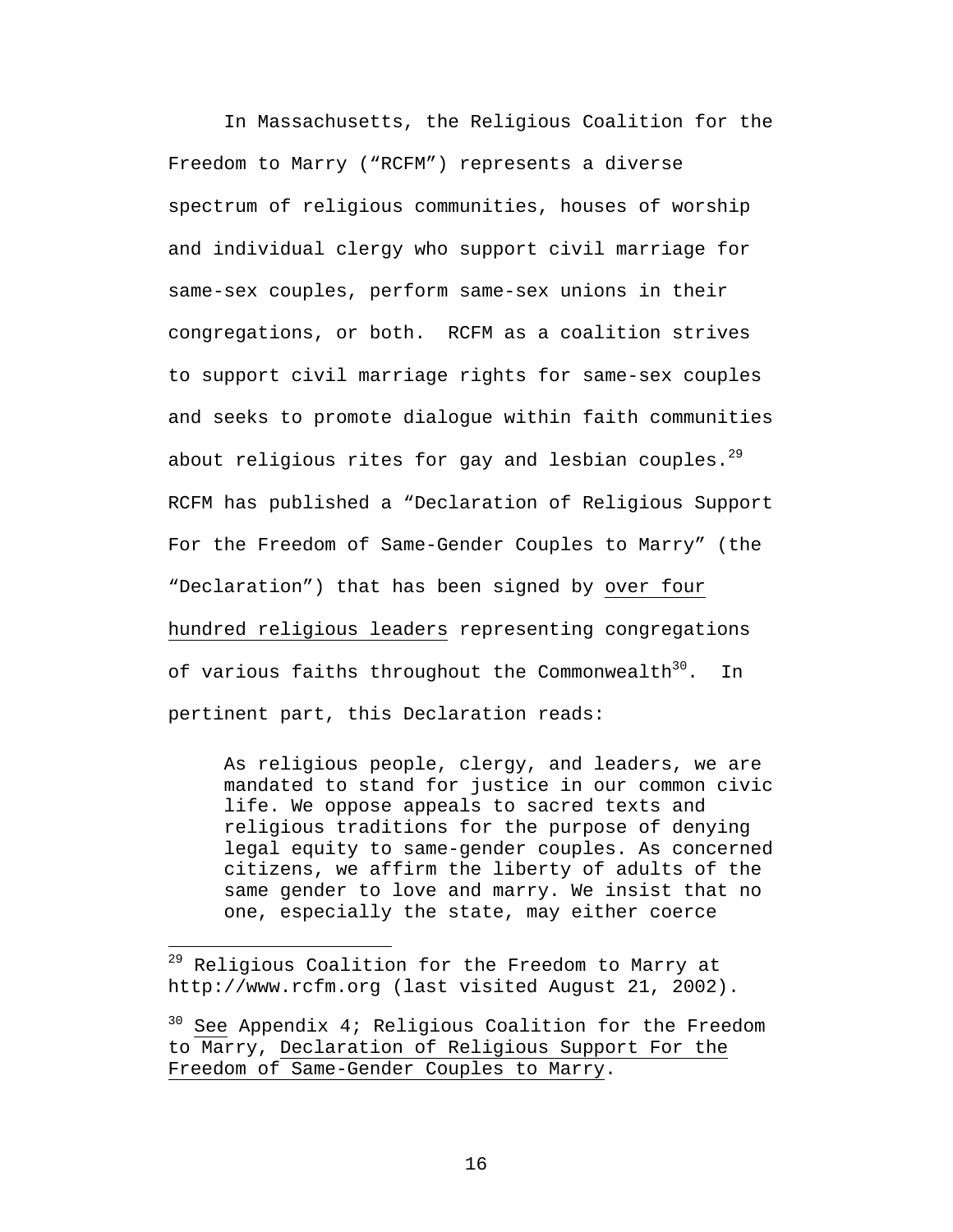In Massachusetts, the Religious Coalition for the Freedom to Marry ("RCFM") represents a diverse spectrum of religious communities, houses of worship and individual clergy who support civil marriage for same-sex couples, perform same-sex unions in their congregations, or both. RCFM as a coalition strives to support civil marriage rights for same-sex couples and seeks to promote dialogue within faith communities about religious rites for gay and lesbian couples.[29] RCFM has published a "Declaration of Religious Support For the Freedom of Same-Gender Couples to Marry" (the "Declaration") that has been signed by <u>over four hundred religious leaders</u> representing congregations of various faiths throughout the Commonwealth[30]. In pertinent part, this Declaration reads:

> As religious people, clergy, and leaders, we are mandated to stand for justice in our common civic life. We oppose appeals to sacred texts and religious traditions for the purpose of denying legal equity to same-gender couples. As concerned citizens, we affirm the liberty of adults of the same gender to love and marry. We insist that no one, especially the state, may either coerce

---

[29] Religious Coalition for the Freedom to Marry at http://www.rcfm.org (last visited August 21, 2002).

[30] <u>See</u> Appendix 4; Religious Coalition for the Freedom to Marry, <u>Declaration of Religious Support For the Freedom of Same-Gender Couples to Marry</u>.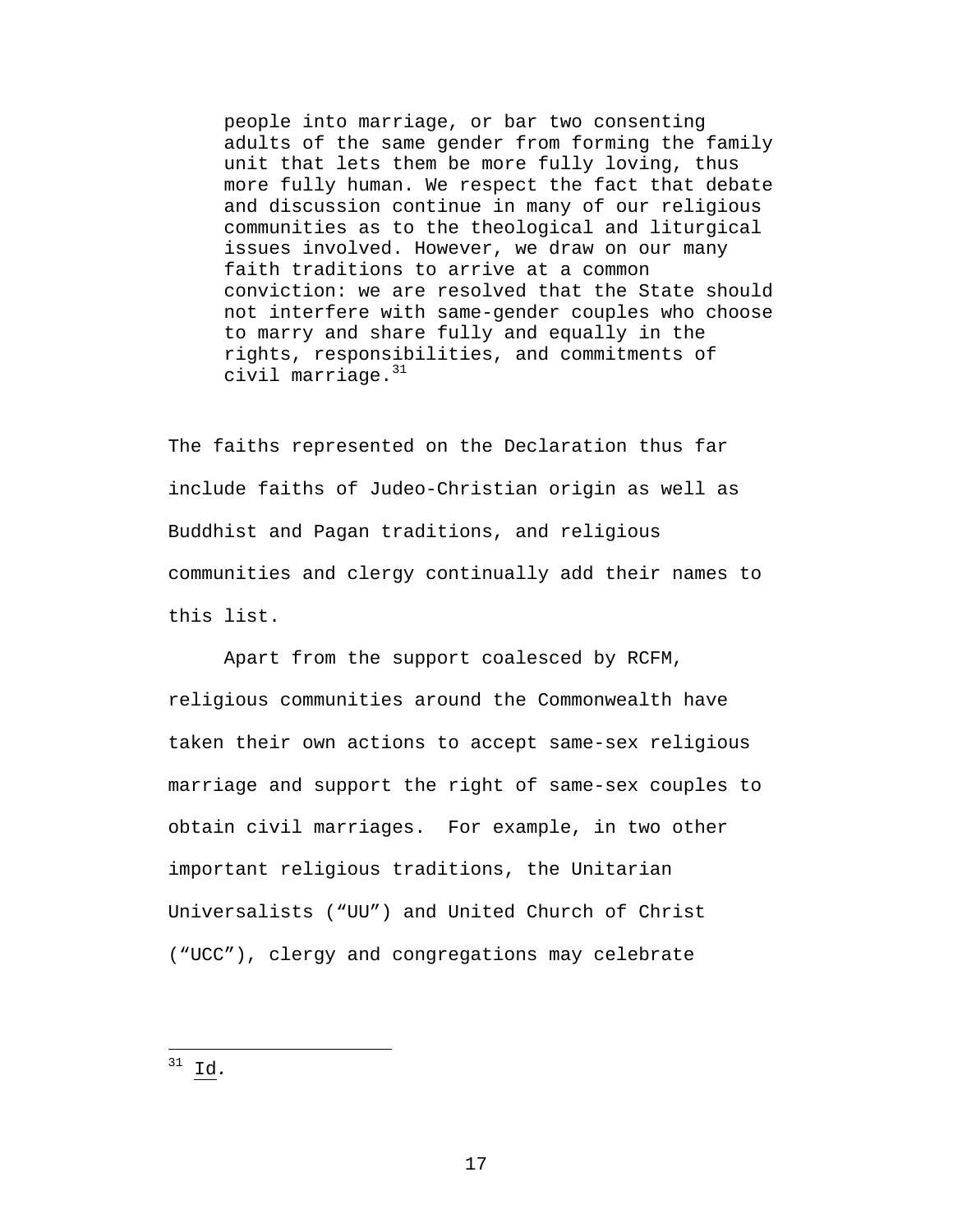> people into marriage, or bar two consenting adults of the same gender from forming the family unit that lets them be more fully loving, thus more fully human. We respect the fact that debate and discussion continue in many of our religious communities as to the theological and liturgical issues involved. However, we draw on our many faith traditions to arrive at a common conviction: we are resolved that the State should not interfere with same-gender couples who choose to marry and share fully and equally in the rights, responsibilities, and commitments of civil marriage.[31]

The faiths represented on the Declaration thus far include faiths of Judeo-Christian origin as well as Buddhist and Pagan traditions, and religious communities and clergy continually add their names to this list.

Apart from the support coalesced by RCFM, religious communities around the Commonwealth have taken their own actions to accept same-sex religious marriage and support the right of same-sex couples to obtain civil marriages. For example, in two other important religious traditions, the Unitarian Universalists ("UU") and United Church of Christ ("UCC"), clergy and congregations may celebrate

---

[31] Id.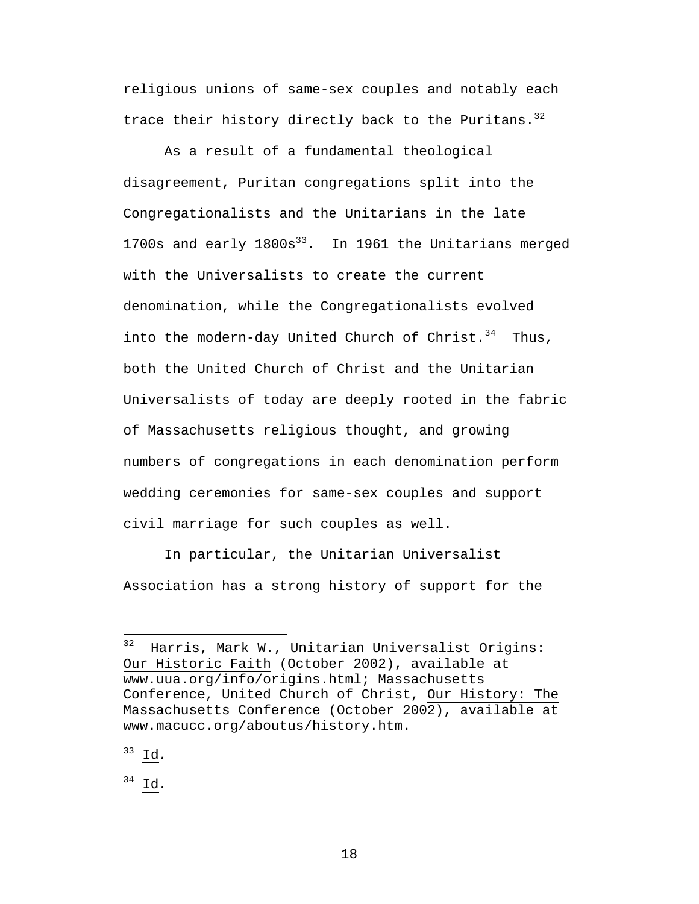religious unions of same-sex couples and notably each trace their history directly back to the Puritans.[32]

As a result of a fundamental theological disagreement, Puritan congregations split into the Congregationalists and the Unitarians in the late 1700s and early 1800s[33]. In 1961 the Unitarians merged with the Universalists to create the current denomination, while the Congregationalists evolved into the modern-day United Church of Christ.[34] Thus, both the United Church of Christ and the Unitarian Universalists of today are deeply rooted in the fabric of Massachusetts religious thought, and growing numbers of congregations in each denomination perform wedding ceremonies for same-sex couples and support civil marriage for such couples as well.

In particular, the Unitarian Universalist Association has a strong history of support for the

---

[32] Harris, Mark W., Unitarian Universalist Origins: Our Historic Faith (October 2002), available at www.uua.org/info/origins.html; Massachusetts Conference, United Church of Christ, Our History: The Massachusetts Conference (October 2002), available at www.macucc.org/aboutus/history.htm.

[33] Id.

[34] Id.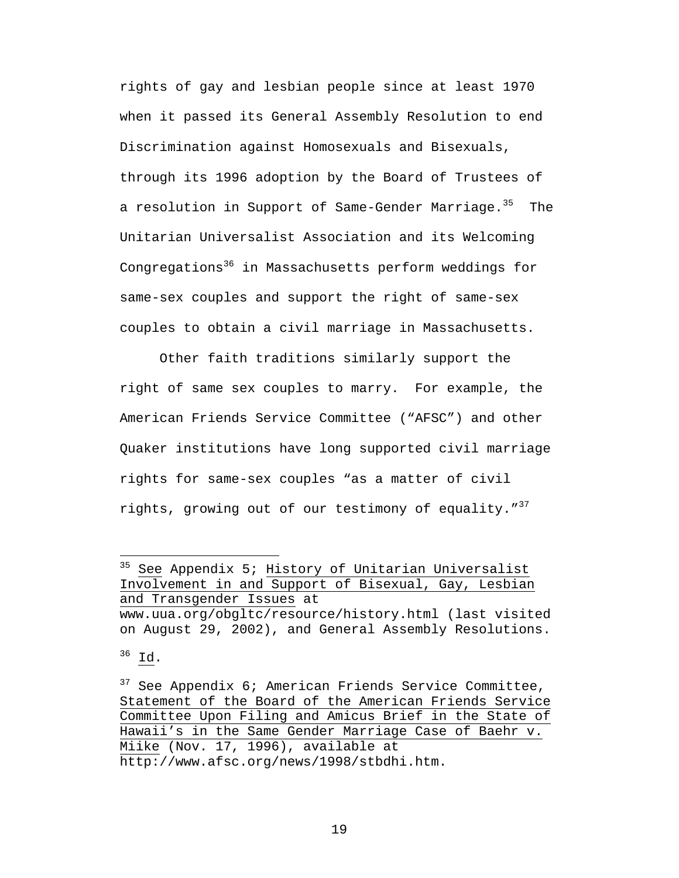rights of gay and lesbian people since at least 1970 when it passed its General Assembly Resolution to end Discrimination against Homosexuals and Bisexuals, through its 1996 adoption by the Board of Trustees of a resolution in Support of Same-Gender Marriage.[35] The Unitarian Universalist Association and its Welcoming Congregations[36] in Massachusetts perform weddings for same-sex couples and support the right of same-sex couples to obtain a civil marriage in Massachusetts.

Other faith traditions similarly support the right of same sex couples to marry. For example, the American Friends Service Committee ("AFSC") and other Quaker institutions have long supported civil marriage rights for same-sex couples "as a matter of civil rights, growing out of our testimony of equality."[37]

---

[35] See Appendix 5; History of Unitarian Universalist Involvement in and Support of Bisexual, Gay, Lesbian and Transgender Issues at www.uua.org/obgltc/resource/history.html (last visited on August 29, 2002), and General Assembly Resolutions.

[36] Id.

[37] See Appendix 6; American Friends Service Committee, Statement of the Board of the American Friends Service Committee Upon Filing and Amicus Brief in the State of Hawaii's in the Same Gender Marriage Case of Baehr v. Miike (Nov. 17, 1996), available at http://www.afsc.org/news/1998/stbdhi.htm.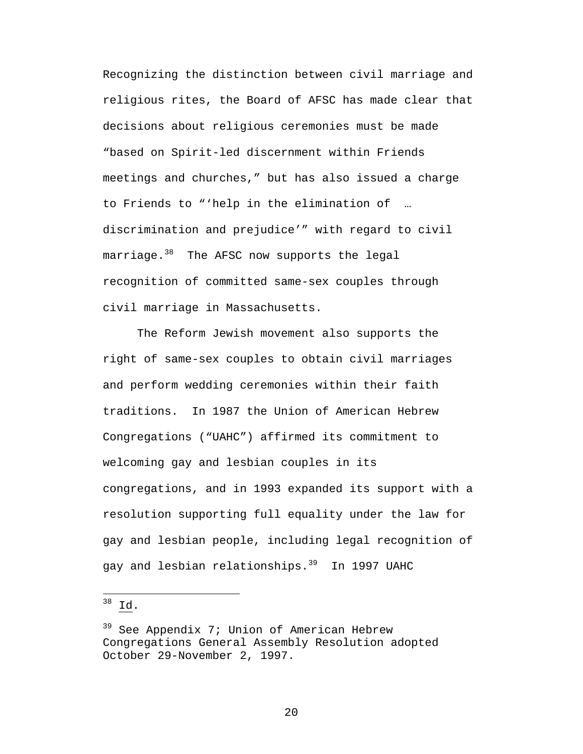Recognizing the distinction between civil marriage and religious rites, the Board of AFSC has made clear that decisions about religious ceremonies must be made "based on Spirit-led discernment within Friends meetings and churches," but has also issued a charge to Friends to "'help in the elimination of … discrimination and prejudice'" with regard to civil marriage.[38] The AFSC now supports the legal recognition of committed same-sex couples through civil marriage in Massachusetts.

The Reform Jewish movement also supports the right of same-sex couples to obtain civil marriages and perform wedding ceremonies within their faith traditions. In 1987 the Union of American Hebrew Congregations ("UAHC") affirmed its commitment to welcoming gay and lesbian couples in its congregations, and in 1993 expanded its support with a resolution supporting full equality under the law for gay and lesbian people, including legal recognition of gay and lesbian relationships.[39] In 1997 UAHC

---

[38] Id.

[39] See Appendix 7; Union of American Hebrew Congregations General Assembly Resolution adopted October 29-November 2, 1997.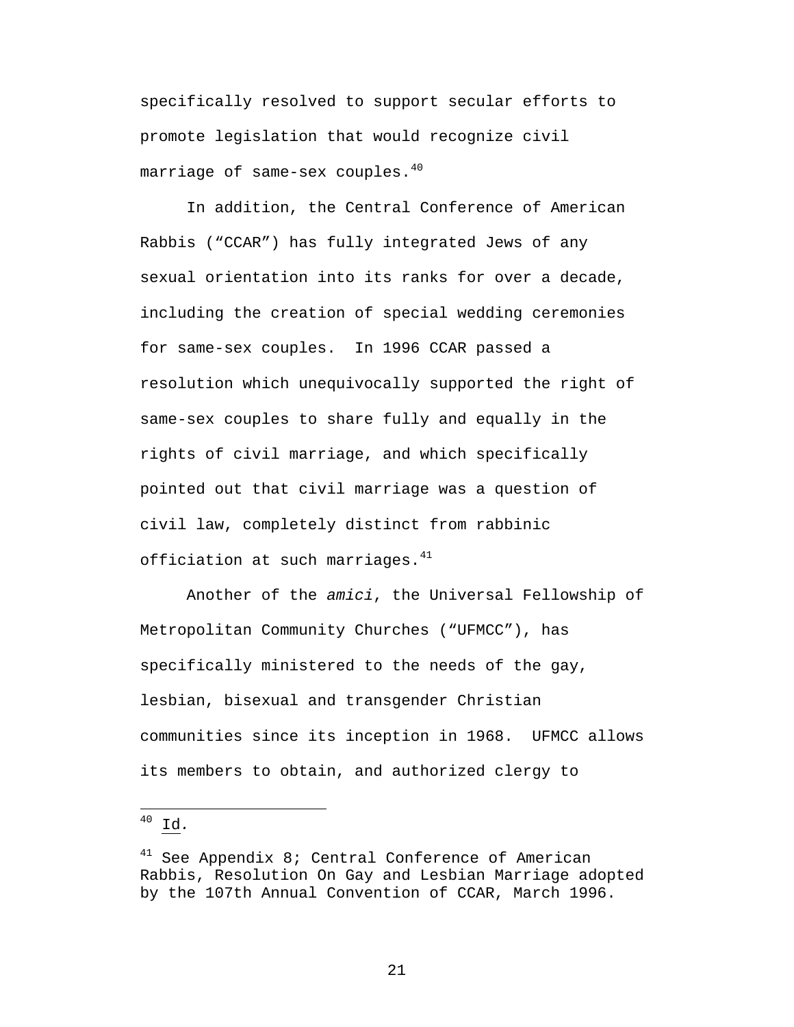specifically resolved to support secular efforts to promote legislation that would recognize civil marriage of same-sex couples.[40]

In addition, the Central Conference of American Rabbis ("CCAR") has fully integrated Jews of any sexual orientation into its ranks for over a decade, including the creation of special wedding ceremonies for same-sex couples. In 1996 CCAR passed a resolution which unequivocally supported the right of same-sex couples to share fully and equally in the rights of civil marriage, and which specifically pointed out that civil marriage was a question of civil law, completely distinct from rabbinic officiation at such marriages.[41]

Another of the *amici*, the Universal Fellowship of Metropolitan Community Churches ("UFMCC"), has specifically ministered to the needs of the gay, lesbian, bisexual and transgender Christian communities since its inception in 1968. UFMCC allows its members to obtain, and authorized clergy to

---

[40] Id.

[41] See Appendix 8; Central Conference of American Rabbis, Resolution On Gay and Lesbian Marriage adopted by the 107th Annual Convention of CCAR, March 1996.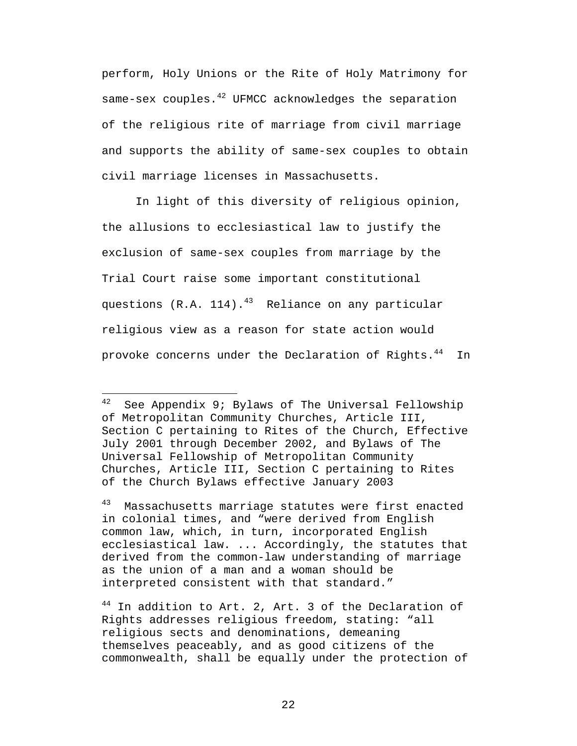perform, Holy Unions or the Rite of Holy Matrimony for same-sex couples.[42] UFMCC acknowledges the separation of the religious rite of marriage from civil marriage and supports the ability of same-sex couples to obtain civil marriage licenses in Massachusetts.

In light of this diversity of religious opinion, the allusions to ecclesiastical law to justify the exclusion of same-sex couples from marriage by the Trial Court raise some important constitutional questions (R.A. 114).[43] Reliance on any particular religious view as a reason for state action would provoke concerns under the Declaration of Rights.[44] In

---

[42] See Appendix 9; Bylaws of The Universal Fellowship of Metropolitan Community Churches, Article III, Section C pertaining to Rites of the Church, Effective July 2001 through December 2002, and Bylaws of The Universal Fellowship of Metropolitan Community Churches, Article III, Section C pertaining to Rites of the Church Bylaws effective January 2003

[43] Massachusetts marriage statutes were first enacted in colonial times, and "were derived from English common law, which, in turn, incorporated English ecclesiastical law. ... Accordingly, the statutes that derived from the common-law understanding of marriage as the union of a man and a woman should be interpreted consistent with that standard."

[44] In addition to Art. 2, Art. 3 of the Declaration of Rights addresses religious freedom, stating: "all religious sects and denominations, demeaning themselves peaceably, and as good citizens of the commonwealth, shall be equally under the protection of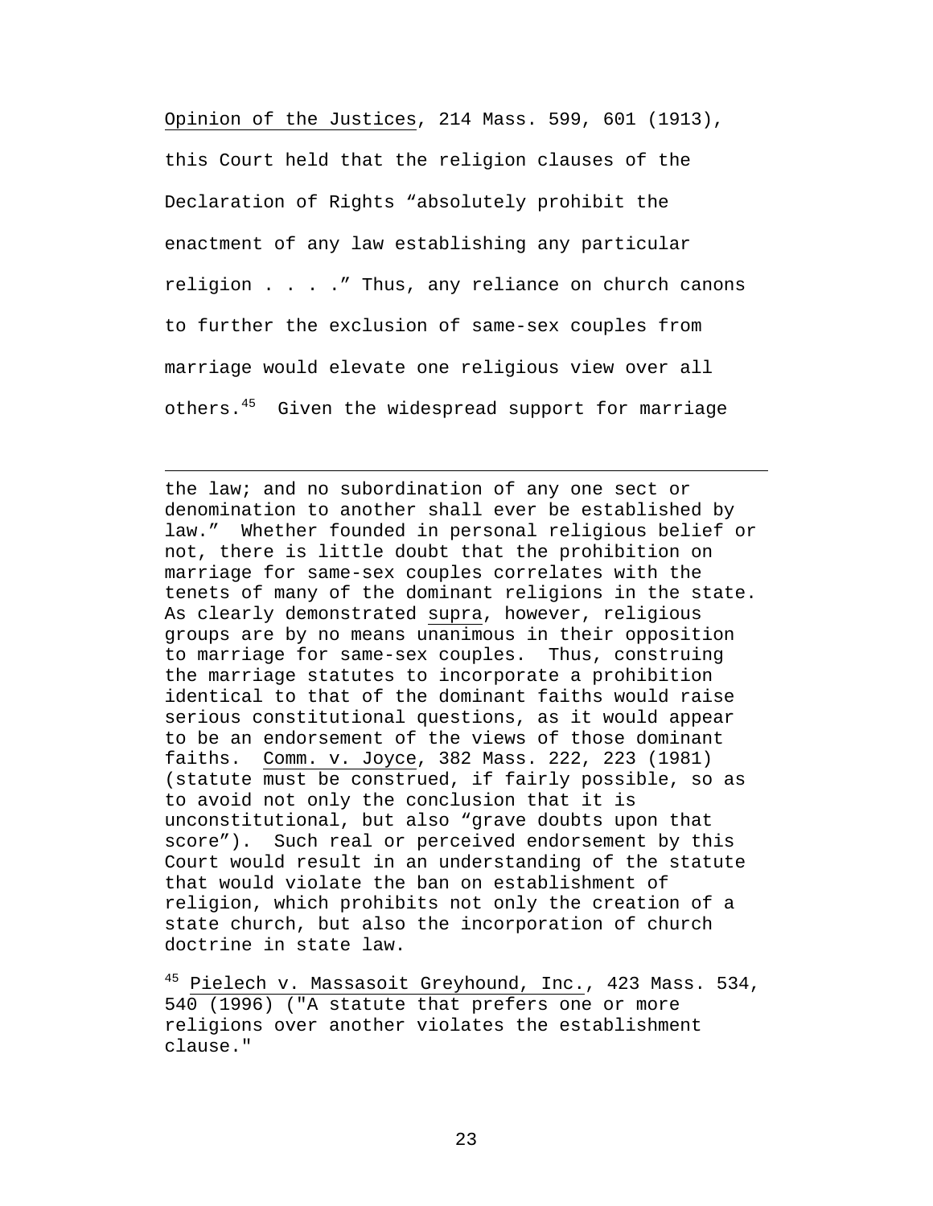Opinion of the Justices, 214 Mass. 599, 601 (1913), this Court held that the religion clauses of the Declaration of Rights "absolutely prohibit the enactment of any law establishing any particular religion . . . ." Thus, any reliance on church canons to further the exclusion of same-sex couples from marriage would elevate one religious view over all others.[45] Given the widespread support for marriage

---

the law; and no subordination of any one sect or denomination to another shall ever be established by law." Whether founded in personal religious belief or not, there is little doubt that the prohibition on marriage for same-sex couples correlates with the tenets of many of the dominant religions in the state. As clearly demonstrated supra, however, religious groups are by no means unanimous in their opposition to marriage for same-sex couples. Thus, construing the marriage statutes to incorporate a prohibition identical to that of the dominant faiths would raise serious constitutional questions, as it would appear to be an endorsement of the views of those dominant faiths. Comm. v. Joyce, 382 Mass. 222, 223 (1981) (statute must be construed, if fairly possible, so as to avoid not only the conclusion that it is unconstitutional, but also "grave doubts upon that score"). Such real or perceived endorsement by this Court would result in an understanding of the statute that would violate the ban on establishment of religion, which prohibits not only the creation of a state church, but also the incorporation of church doctrine in state law.

[45] Pielech v. Massasoit Greyhound, Inc., 423 Mass. 534, 540 (1996) ("A statute that prefers one or more religions over another violates the establishment clause."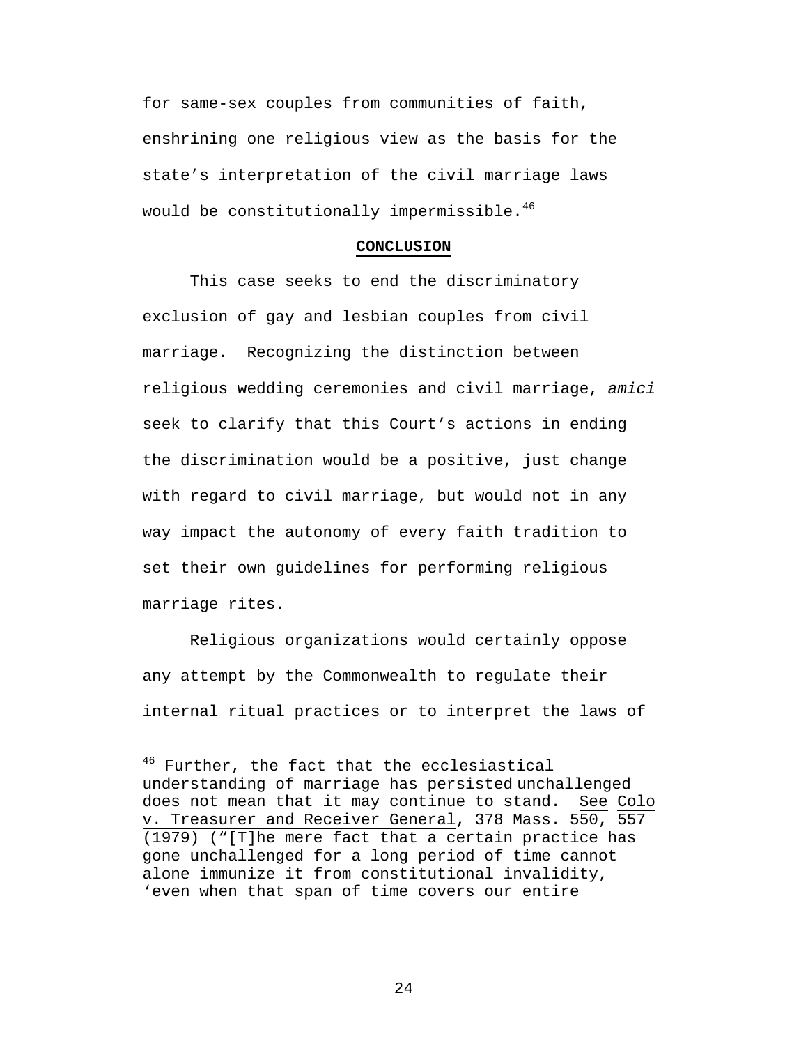for same-sex couples from communities of faith, enshrining one religious view as the basis for the state's interpretation of the civil marriage laws would be constitutionally impermissible.[46]

## CONCLUSION

This case seeks to end the discriminatory exclusion of gay and lesbian couples from civil marriage. Recognizing the distinction between religious wedding ceremonies and civil marriage, *amici* seek to clarify that this Court's actions in ending the discrimination would be a positive, just change with regard to civil marriage, but would not in any way impact the autonomy of every faith tradition to set their own guidelines for performing religious marriage rites.

Religious organizations would certainly oppose any attempt by the Commonwealth to regulate their internal ritual practices or to interpret the laws of

---

[46] Further, the fact that the ecclesiastical understanding of marriage has persisted unchallenged does not mean that it may continue to stand. See Colo v. Treasurer and Receiver General, 378 Mass. 550, 557 (1979) ("[T]he mere fact that a certain practice has gone unchallenged for a long period of time cannot alone immunize it from constitutional invalidity, 'even when that span of time covers our entire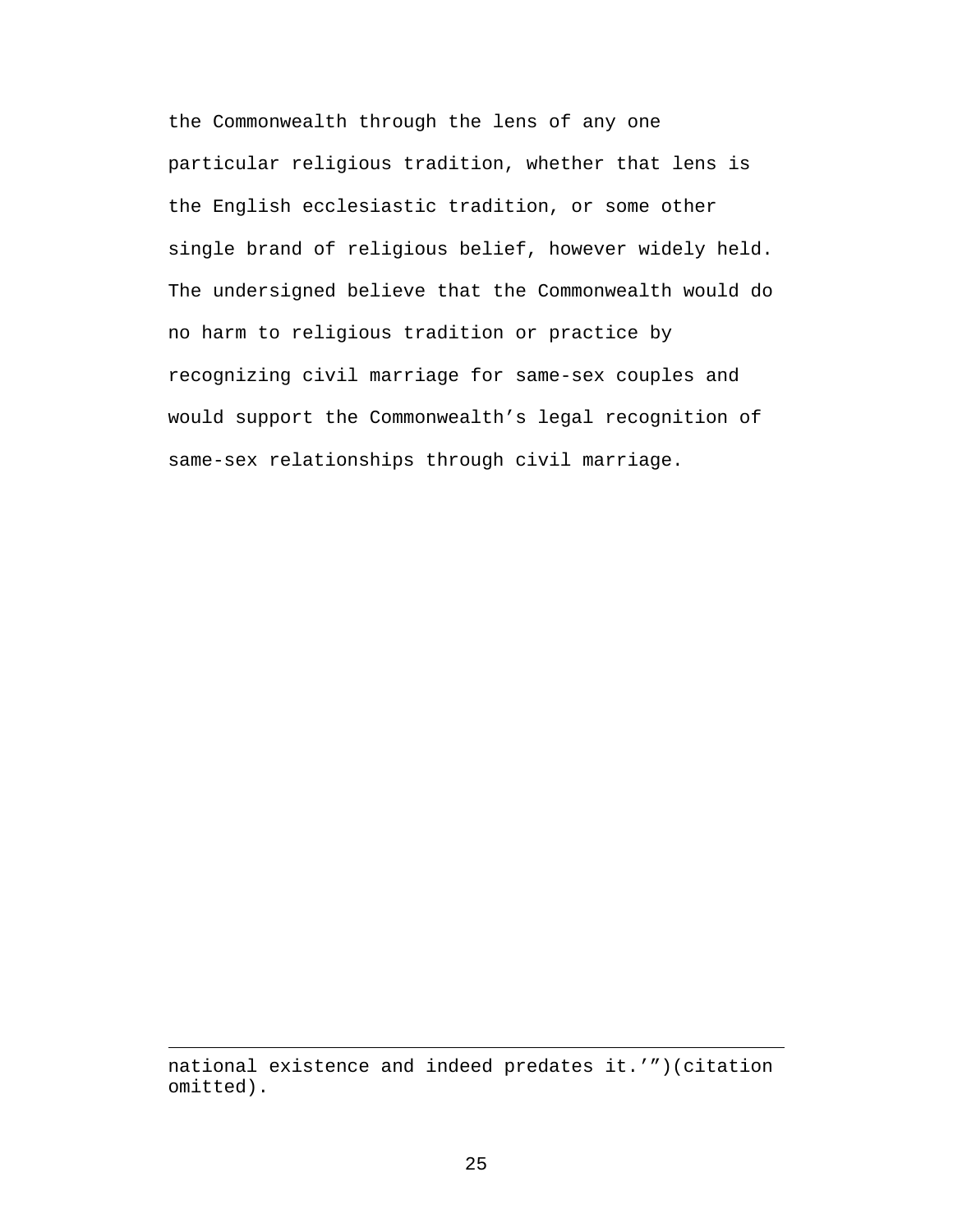the Commonwealth through the lens of any one particular religious tradition, whether that lens is the English ecclesiastic tradition, or some other single brand of religious belief, however widely held. The undersigned believe that the Commonwealth would do no harm to religious tradition or practice by recognizing civil marriage for same-sex couples and would support the Commonwealth's legal recognition of same-sex relationships through civil marriage.

---

national existence and indeed predates it.'")(citation omitted).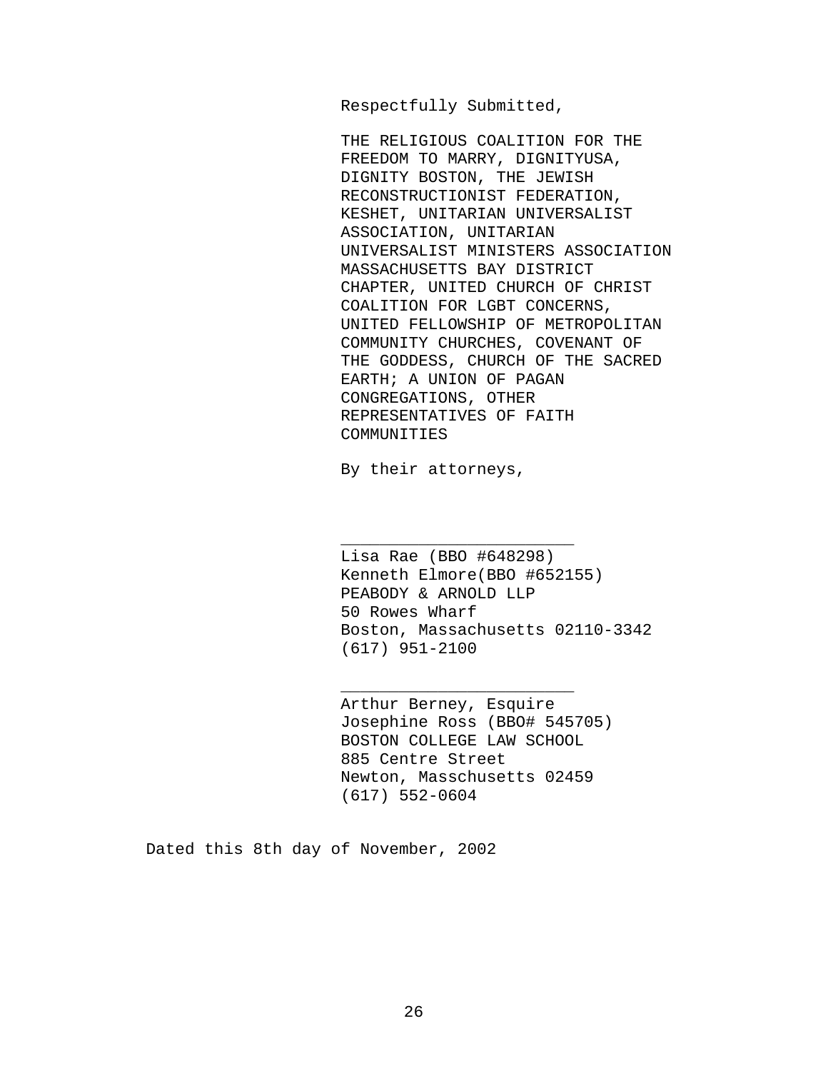Respectfully Submitted,

THE RELIGIOUS COALITION FOR THE FREEDOM TO MARRY, DIGNITYUSA, DIGNITY BOSTON, THE JEWISH RECONSTRUCTIONIST FEDERATION, KESHET, UNITARIAN UNIVERSALIST ASSOCIATION, UNITARIAN UNIVERSALIST MINISTERS ASSOCIATION MASSACHUSETTS BAY DISTRICT CHAPTER, UNITED CHURCH OF CHRIST COALITION FOR LGBT CONCERNS, UNITED FELLOWSHIP OF METROPOLITAN COMMUNITY CHURCHES, COVENANT OF THE GODDESS, CHURCH OF THE SACRED EARTH; A UNION OF PAGAN CONGREGATIONS, OTHER REPRESENTATIVES OF FAITH COMMUNITIES

By their attorneys,

________________________
Lisa Rae (BBO #648298)
Kenneth Elmore(BBO #652155)
PEABODY & ARNOLD LLP
50 Rowes Wharf
Boston, Massachusetts 02110-3342
(617) 951-2100

________________________
Arthur Berney, Esquire
Josephine Ross (BBO# 545705)
BOSTON COLLEGE LAW SCHOOL
885 Centre Street
Newton, Masschusetts 02459
(617) 552-0604

Dated this 8th day of November, 2002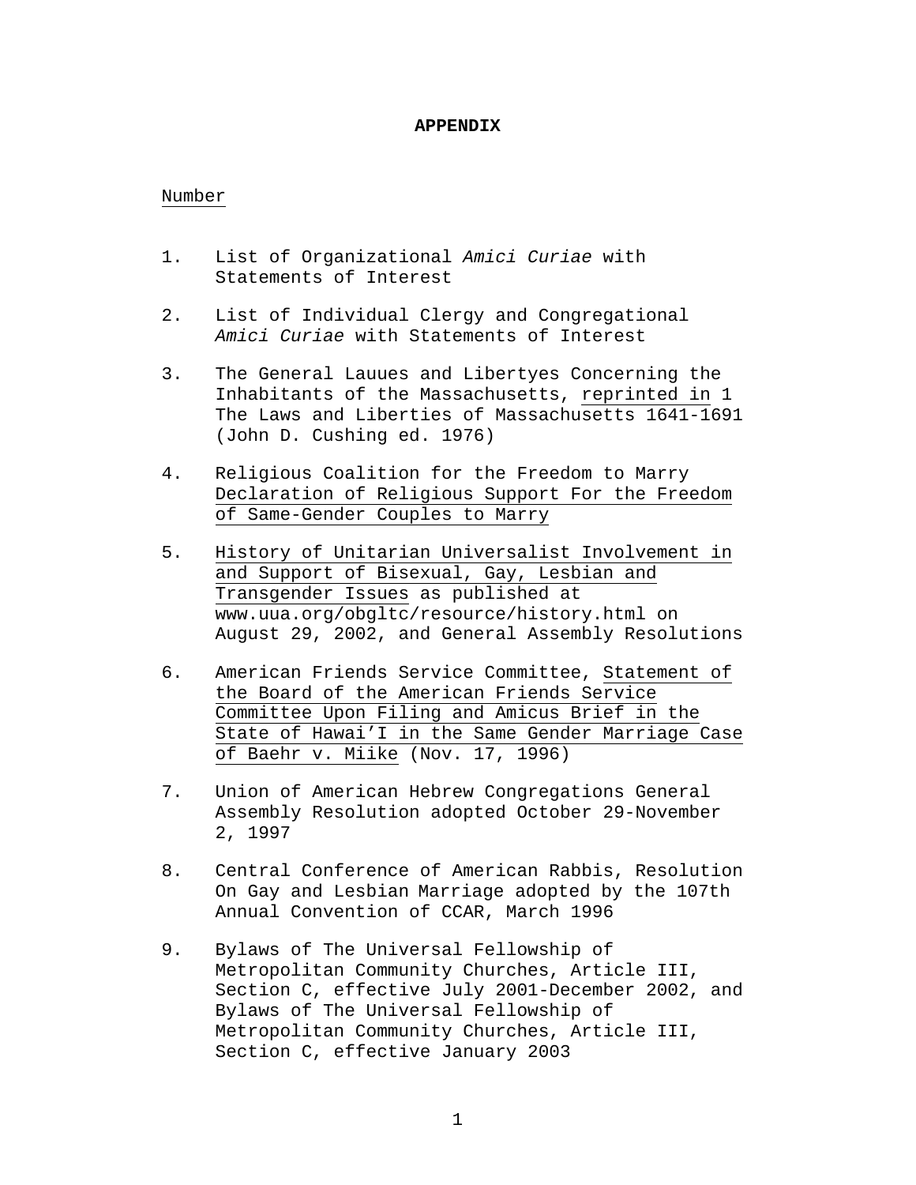# APPENDIX

Number

1. List of Organizational *Amici Curiae* with Statements of Interest

2. List of Individual Clergy and Congregational *Amici Curiae* with Statements of Interest

3. The General Lauues and Libertyes Concerning the Inhabitants of the Massachusetts, reprinted in 1 The Laws and Liberties of Massachusetts 1641-1691 (John D. Cushing ed. 1976)

4. Religious Coalition for the Freedom to Marry Declaration of Religious Support For the Freedom of Same-Gender Couples to Marry

5. History of Unitarian Universalist Involvement in and Support of Bisexual, Gay, Lesbian and Transgender Issues as published at www.uua.org/obgltc/resource/history.html on August 29, 2002, and General Assembly Resolutions

6. American Friends Service Committee, Statement of the Board of the American Friends Service Committee Upon Filing and Amicus Brief in the State of Hawai'I in the Same Gender Marriage Case of Baehr v. Miike (Nov. 17, 1996)

7. Union of American Hebrew Congregations General Assembly Resolution adopted October 29-November 2, 1997

8. Central Conference of American Rabbis, Resolution On Gay and Lesbian Marriage adopted by the 107th Annual Convention of CCAR, March 1996

9. Bylaws of The Universal Fellowship of Metropolitan Community Churches, Article III, Section C, effective July 2001-December 2002, and Bylaws of The Universal Fellowship of Metropolitan Community Churches, Article III, Section C, effective January 2003